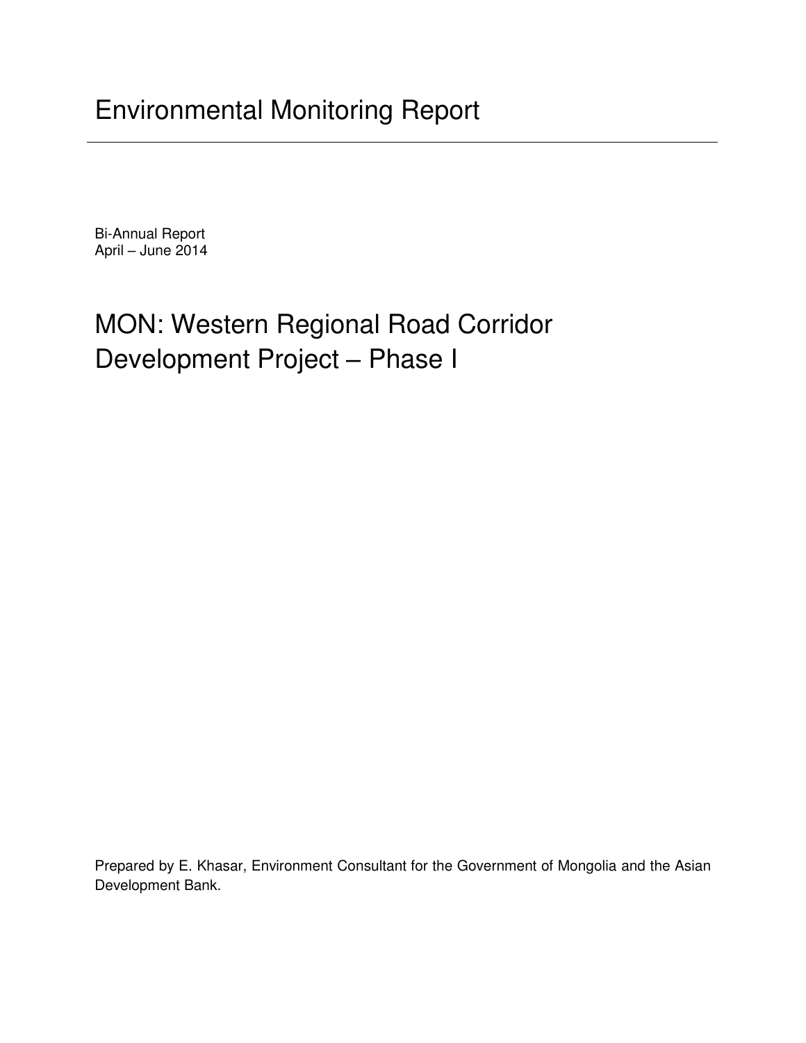# Environmental Monitoring Report

Bi-Annual Report
April – June 2014

## MON: Western Regional Road Corridor Development Project – Phase I

Prepared by E. Khasar, Environment Consultant for the Government of Mongolia and the Asian Development Bank.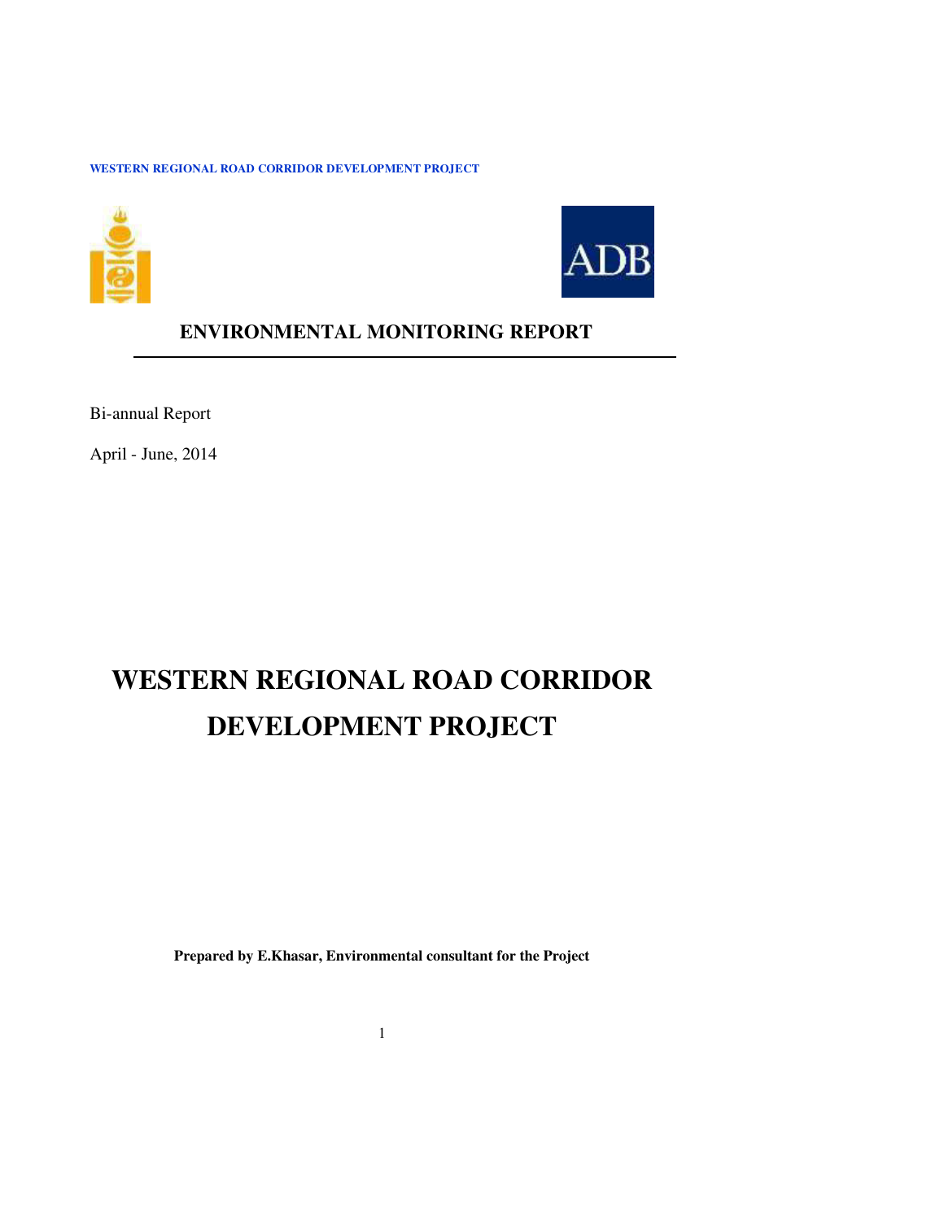WESTERN REGIONAL ROAD CORRIDOR DEVELOPMENT PROJECT

# ENVIRONMENTAL MONITORING REPORT

Bi-annual Report

April - June, 2014

# WESTERN REGIONAL ROAD CORRIDOR DEVELOPMENT PROJECT

**Prepared by E.Khasar, Environmental consultant for the Project**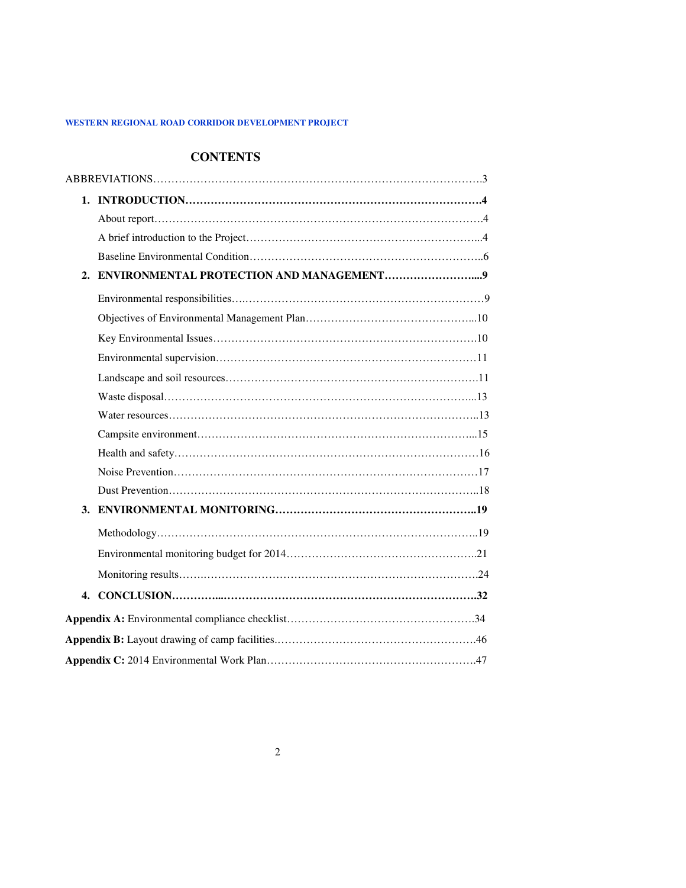WESTERN REGIONAL ROAD CORRIDOR DEVELOPMENT PROJECT

# CONTENTS

ABBREVIATIONS……………………………………………………………………………….3

1. **INTRODUCTION……………………………………………………………………….4**
   - About report……………………………………………………………………………….4
   - A brief introduction to the Project………………………………………………………...4
   - Baseline Environmental Condition………………………………………………………..6
2. **ENVIRONMENTAL PROTECTION AND MANAGEMENT……………………....9**
   - Environmental responsibilities….…………………………………………………………9
   - Objectives of Environmental Management Plan………………………………………...10
   - Key Environmental Issues………………………………………………………………10
   - Environmental supervision………………………………………………………………11
   - Landscape and soil resources……………………………………………………………11
   - Waste disposal…………………………………………………………………………...13
   - Water resources…………………………………………………………………………..13
   - Campsite environment…………………………………………………………………...15
   - Health and safety…………………………………………………………………………16
   - Noise Prevention…………………………………………………………………………17
   - Dust Prevention…………………………………………………………………………..18
3. **ENVIRONMENTAL MONITORING……………………………………………...19**
   - Methodology……………………………………………………………………………..19
   - Environmental monitoring budget for 2014……………………………………………..21
   - Monitoring results…….………………………………………………………………….24
4. **CONCLUSION…………...……………………………………………………………….32**

**Appendix A:** Environmental compliance checklist…………………………………………….34

**Appendix B:** Layout drawing of camp facilities.……………………………………………….46

**Appendix C:** 2014 Environmental Work Plan………………………………………………….47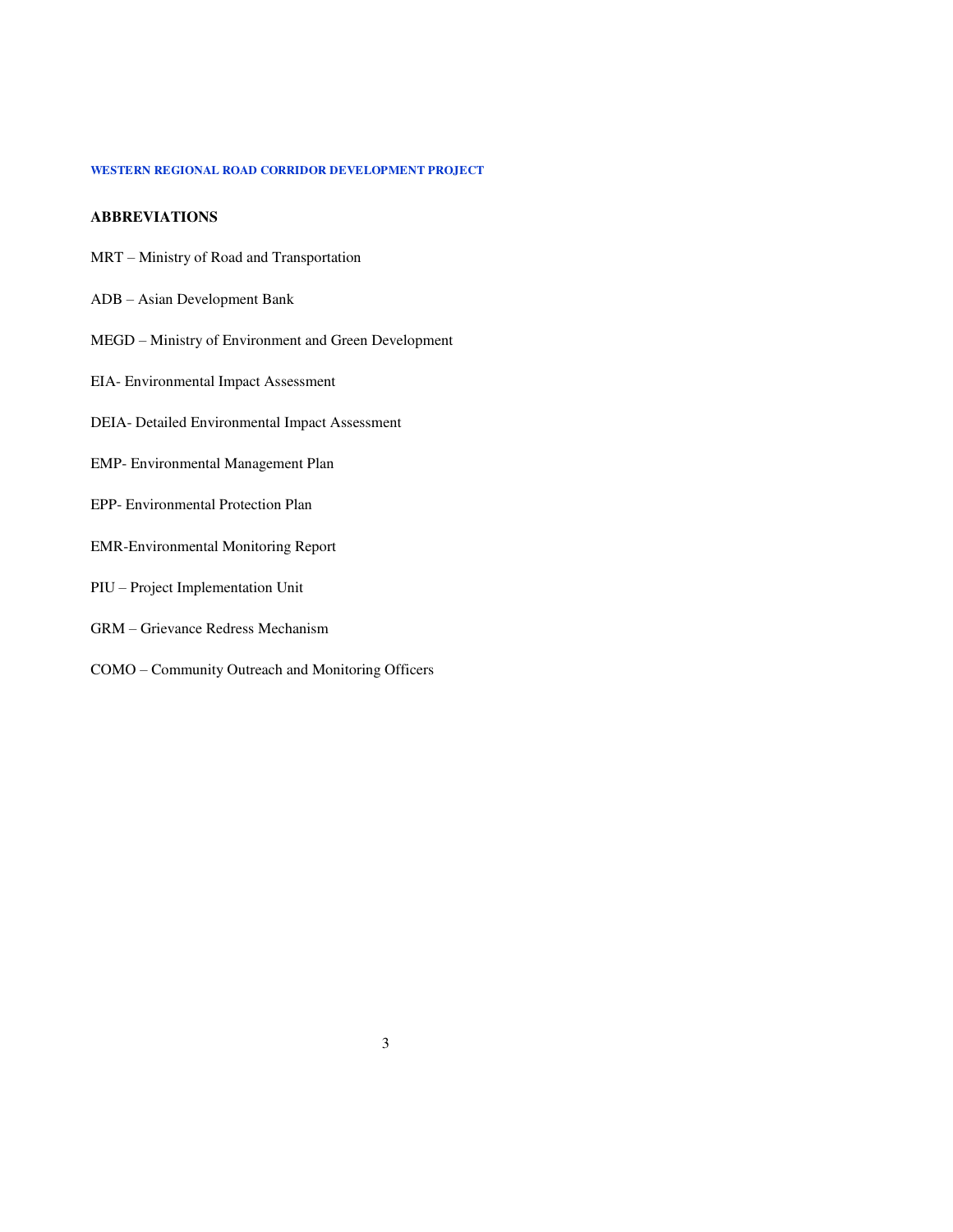## ABBREVIATIONS

MRT – Ministry of Road and Transportation

ADB – Asian Development Bank

MEGD – Ministry of Environment and Green Development

EIA- Environmental Impact Assessment

DEIA- Detailed Environmental Impact Assessment

EMP- Environmental Management Plan

EPP- Environmental Protection Plan

EMR-Environmental Monitoring Report

PIU – Project Implementation Unit

GRM – Grievance Redress Mechanism

COMO – Community Outreach and Monitoring Officers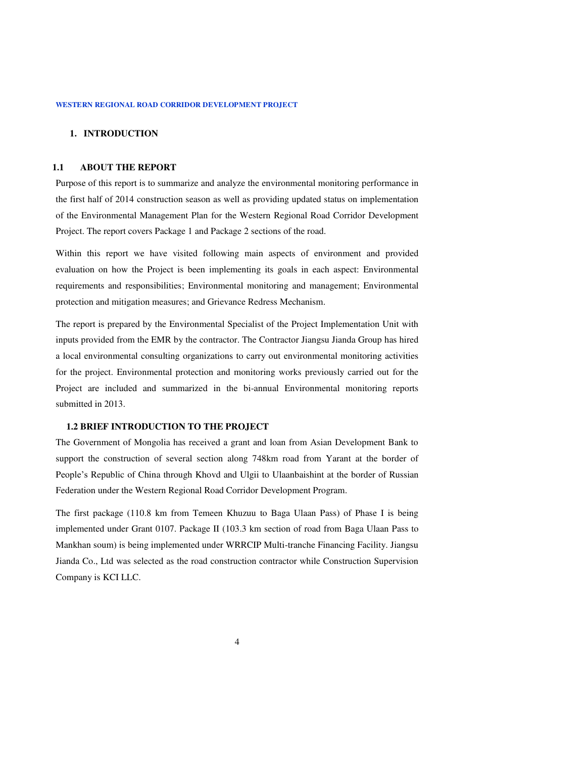# 1. INTRODUCTION

## 1.1 ABOUT THE REPORT

Purpose of this report is to summarize and analyze the environmental monitoring performance in the first half of 2014 construction season as well as providing updated status on implementation of the Environmental Management Plan for the Western Regional Road Corridor Development Project. The report covers Package 1 and Package 2 sections of the road.

Within this report we have visited following main aspects of environment and provided evaluation on how the Project is been implementing its goals in each aspect: Environmental requirements and responsibilities; Environmental monitoring and management; Environmental protection and mitigation measures; and Grievance Redress Mechanism.

The report is prepared by the Environmental Specialist of the Project Implementation Unit with inputs provided from the EMR by the contractor. The Contractor Jiangsu Jianda Group has hired a local environmental consulting organizations to carry out environmental monitoring activities for the project. Environmental protection and monitoring works previously carried out for the Project are included and summarized in the bi-annual Environmental monitoring reports submitted in 2013.

## 1.2 BRIEF INTRODUCTION TO THE PROJECT

The Government of Mongolia has received a grant and loan from Asian Development Bank to support the construction of several section along 748km road from Yarant at the border of People's Republic of China through Khovd and Ulgii to Ulaanbaishint at the border of Russian Federation under the Western Regional Road Corridor Development Program.

The first package (110.8 km from Temeen Khuzuu to Baga Ulaan Pass) of Phase I is being implemented under Grant 0107. Package II (103.3 km section of road from Baga Ulaan Pass to Mankhan soum) is being implemented under WRRCIP Multi-tranche Financing Facility. Jiangsu Jianda Co., Ltd was selected as the road construction contractor while Construction Supervision Company is KCI LLC.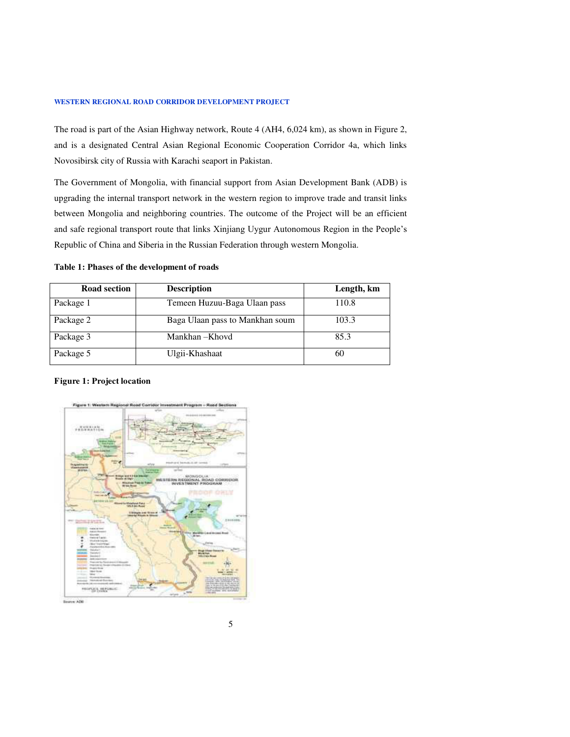The road is part of the Asian Highway network, Route 4 (AH4, 6,024 km), as shown in Figure 2, and is a designated Central Asian Regional Economic Cooperation Corridor 4a, which links Novosibirsk city of Russia with Karachi seaport in Pakistan.

The Government of Mongolia, with financial support from Asian Development Bank (ADB) is upgrading the internal transport network in the western region to improve trade and transit links between Mongolia and neighboring countries. The outcome of the Project will be an efficient and safe regional transport route that links Xinjiang Uygur Autonomous Region in the People's Republic of China and Siberia in the Russian Federation through western Mongolia.

**Table 1: Phases of the development of roads**

| Road section | Description | Length, km |
|---|---|---|
| Package 1 | Temeen Huzuu-Baga Ulaan pass | 110.8 |
| Package 2 | Baga Ulaan pass to Mankhan soum | 103.3 |
| Package 3 | Mankhan –Khovd | 85.3 |
| Package 5 | Ulgii-Khashaat | 60 |

**Figure 1: Project location**

Source: ADB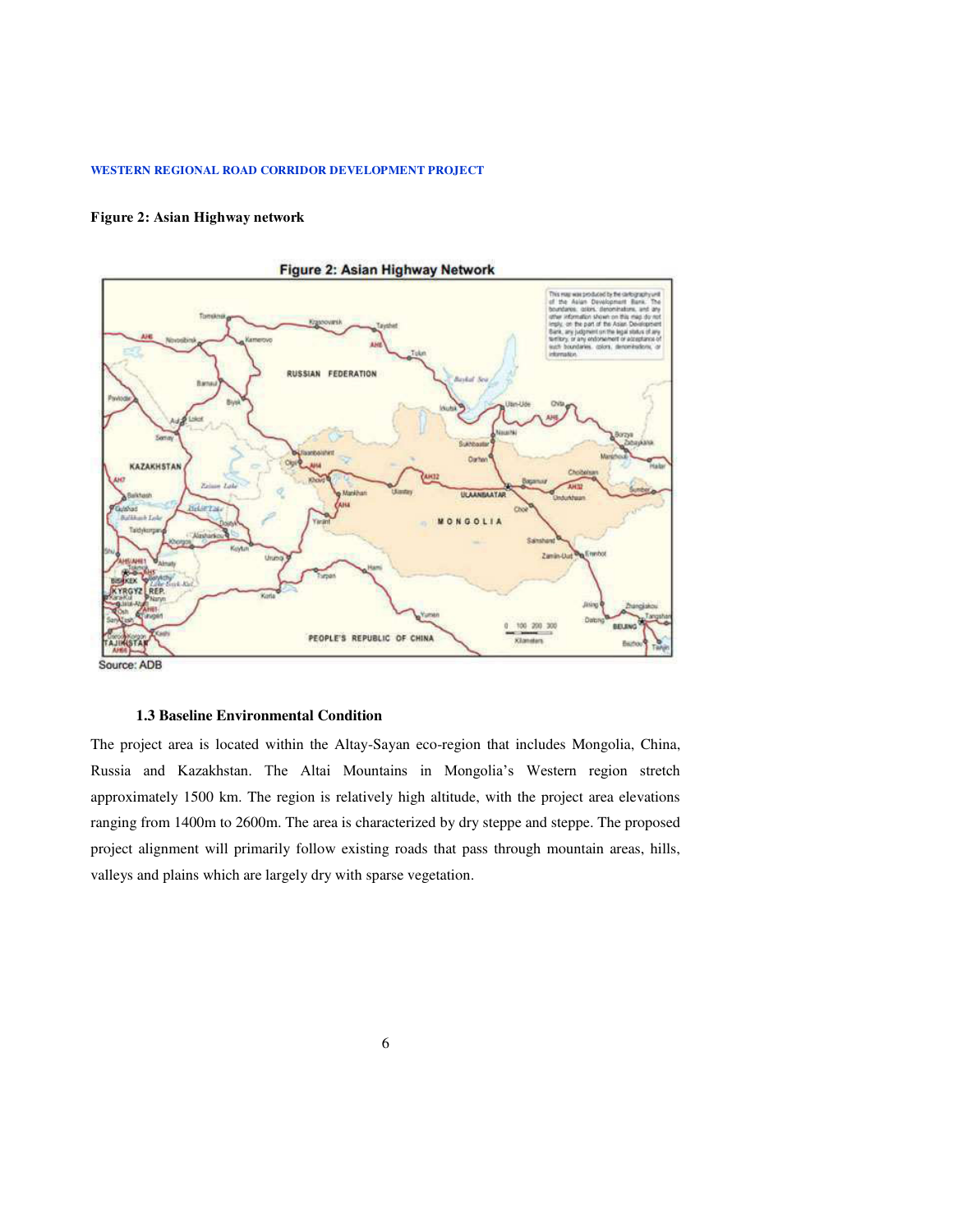**Figure 2: Asian Highway network**

Source: ADB

### 1.3 Baseline Environmental Condition

The project area is located within the Altay-Sayan eco-region that includes Mongolia, China, Russia and Kazakhstan. The Altai Mountains in Mongolia's Western region stretch approximately 1500 km. The region is relatively high altitude, with the project area elevations ranging from 1400m to 2600m. The area is characterized by dry steppe and steppe. The proposed project alignment will primarily follow existing roads that pass through mountain areas, hills, valleys and plains which are largely dry with sparse vegetation.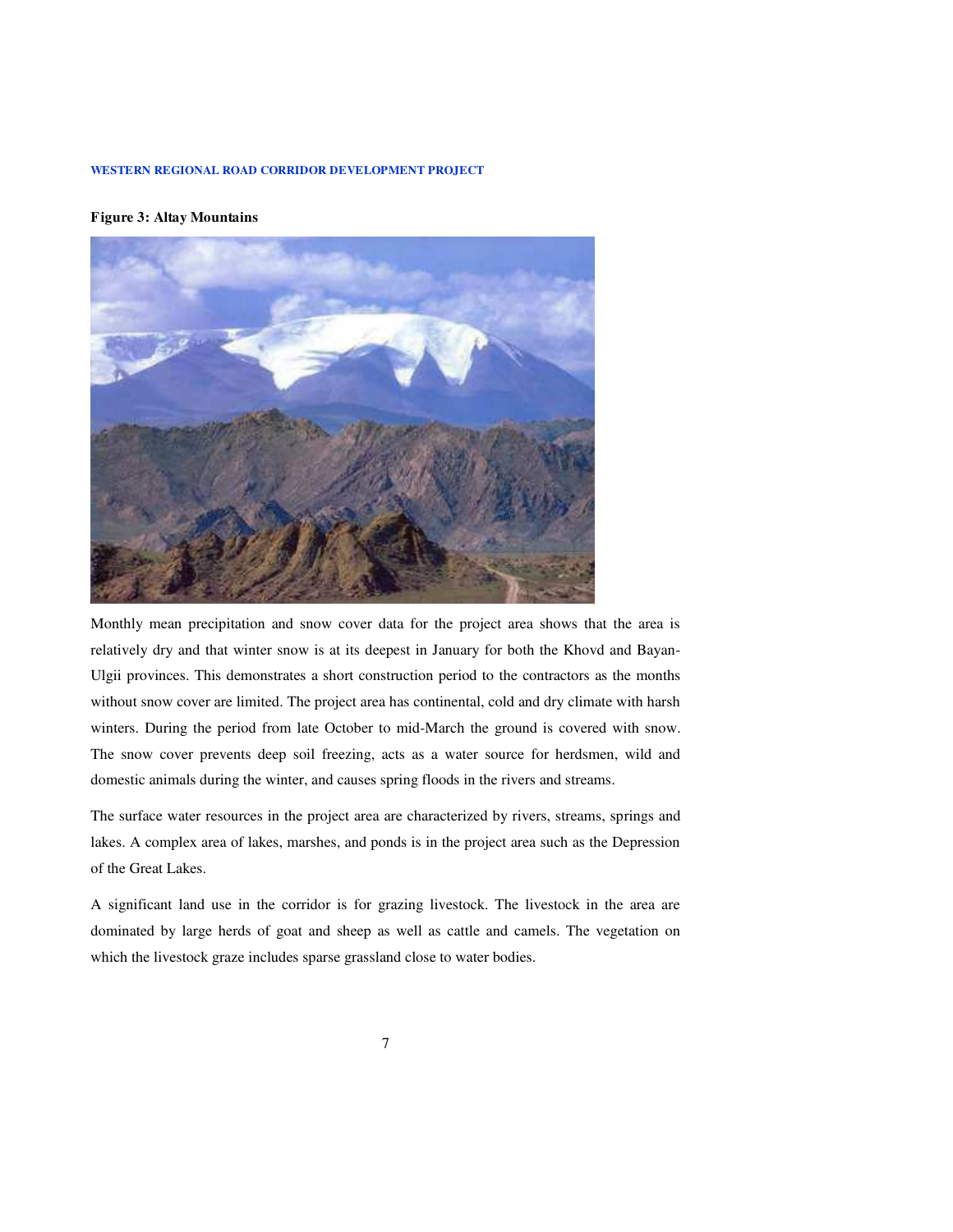**Figure 3: Altay Mountains**

Monthly mean precipitation and snow cover data for the project area shows that the area is relatively dry and that winter snow is at its deepest in January for both the Khovd and Bayan-Ulgii provinces. This demonstrates a short construction period to the contractors as the months without snow cover are limited. The project area has continental, cold and dry climate with harsh winters. During the period from late October to mid-March the ground is covered with snow. The snow cover prevents deep soil freezing, acts as a water source for herdsmen, wild and domestic animals during the winter, and causes spring floods in the rivers and streams.

The surface water resources in the project area are characterized by rivers, streams, springs and lakes. A complex area of lakes, marshes, and ponds is in the project area such as the Depression of the Great Lakes.

A significant land use in the corridor is for grazing livestock. The livestock in the area are dominated by large herds of goat and sheep as well as cattle and camels. The vegetation on which the livestock graze includes sparse grassland close to water bodies.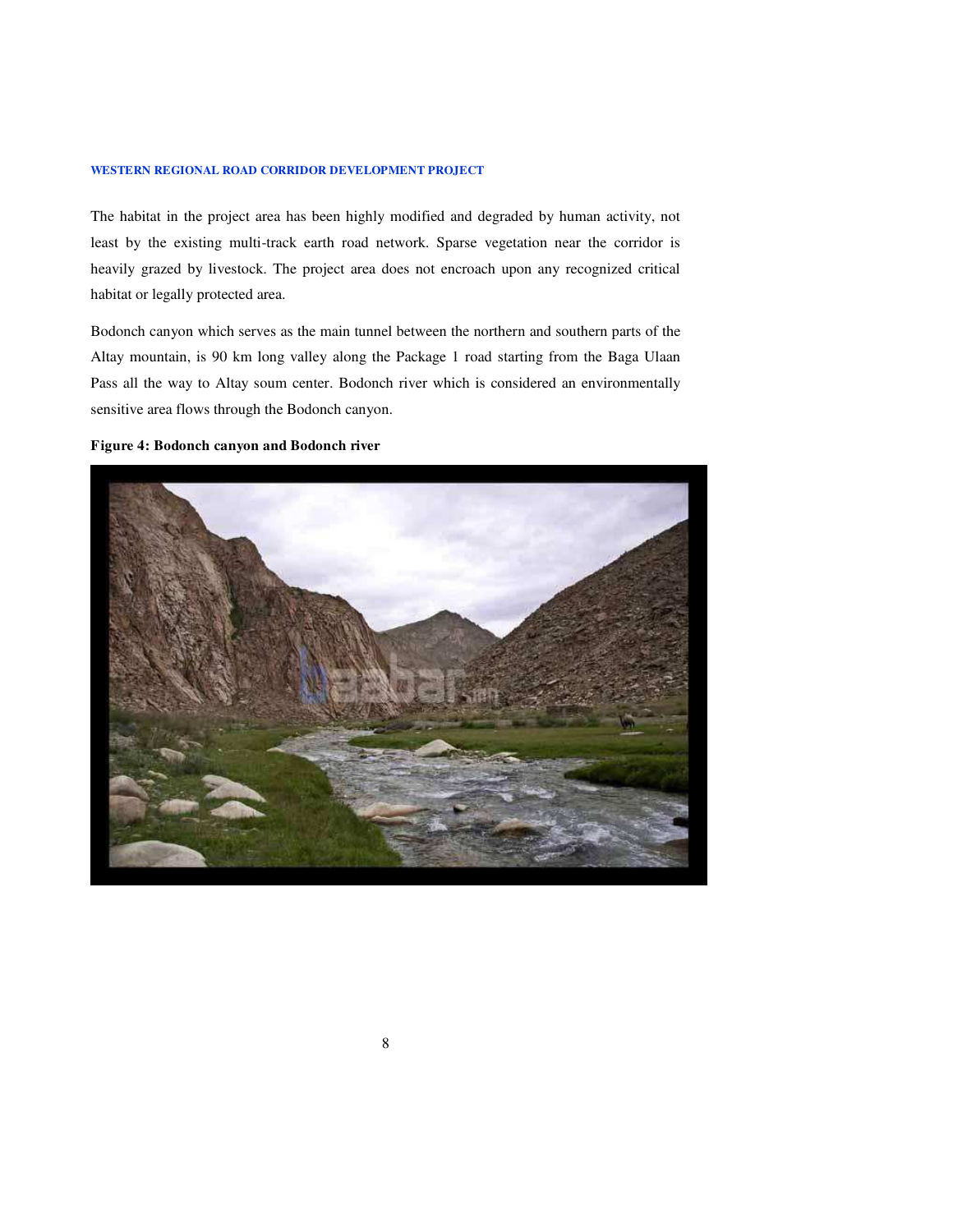The habitat in the project area has been highly modified and degraded by human activity, not least by the existing multi-track earth road network. Sparse vegetation near the corridor is heavily grazed by livestock. The project area does not encroach upon any recognized critical habitat or legally protected area.

Bodonch canyon which serves as the main tunnel between the northern and southern parts of the Altay mountain, is 90 km long valley along the Package 1 road starting from the Baga Ulaan Pass all the way to Altay soum center. Bodonch river which is considered an environmentally sensitive area flows through the Bodonch canyon.

**Figure 4: Bodonch canyon and Bodonch river**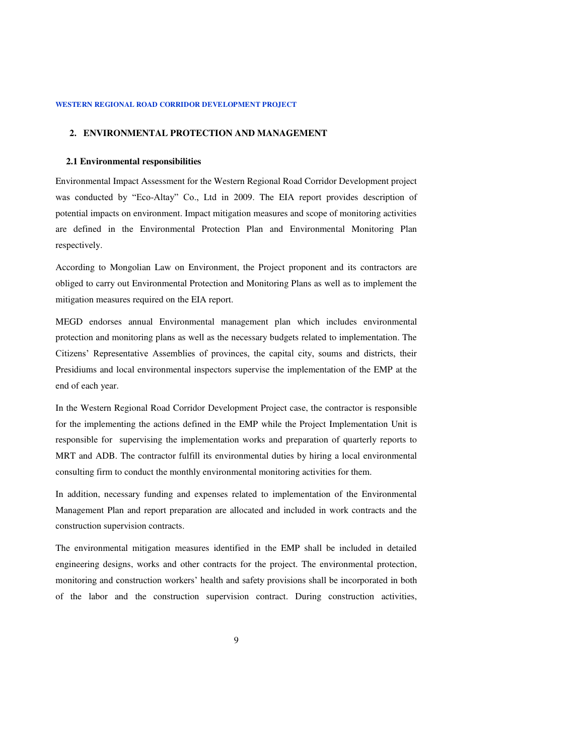## 2. ENVIRONMENTAL PROTECTION AND MANAGEMENT

### 2.1 Environmental responsibilities

Environmental Impact Assessment for the Western Regional Road Corridor Development project was conducted by "Eco-Altay" Co., Ltd in 2009. The EIA report provides description of potential impacts on environment. Impact mitigation measures and scope of monitoring activities are defined in the Environmental Protection Plan and Environmental Monitoring Plan respectively.

According to Mongolian Law on Environment, the Project proponent and its contractors are obliged to carry out Environmental Protection and Monitoring Plans as well as to implement the mitigation measures required on the EIA report.

MEGD endorses annual Environmental management plan which includes environmental protection and monitoring plans as well as the necessary budgets related to implementation. The Citizens' Representative Assemblies of provinces, the capital city, soums and districts, their Presidiums and local environmental inspectors supervise the implementation of the EMP at the end of each year.

In the Western Regional Road Corridor Development Project case, the contractor is responsible for the implementing the actions defined in the EMP while the Project Implementation Unit is responsible for supervising the implementation works and preparation of quarterly reports to MRT and ADB. The contractor fulfill its environmental duties by hiring a local environmental consulting firm to conduct the monthly environmental monitoring activities for them.

In addition, necessary funding and expenses related to implementation of the Environmental Management Plan and report preparation are allocated and included in work contracts and the construction supervision contracts.

The environmental mitigation measures identified in the EMP shall be included in detailed engineering designs, works and other contracts for the project. The environmental protection, monitoring and construction workers' health and safety provisions shall be incorporated in both of the labor and the construction supervision contract. During construction activities,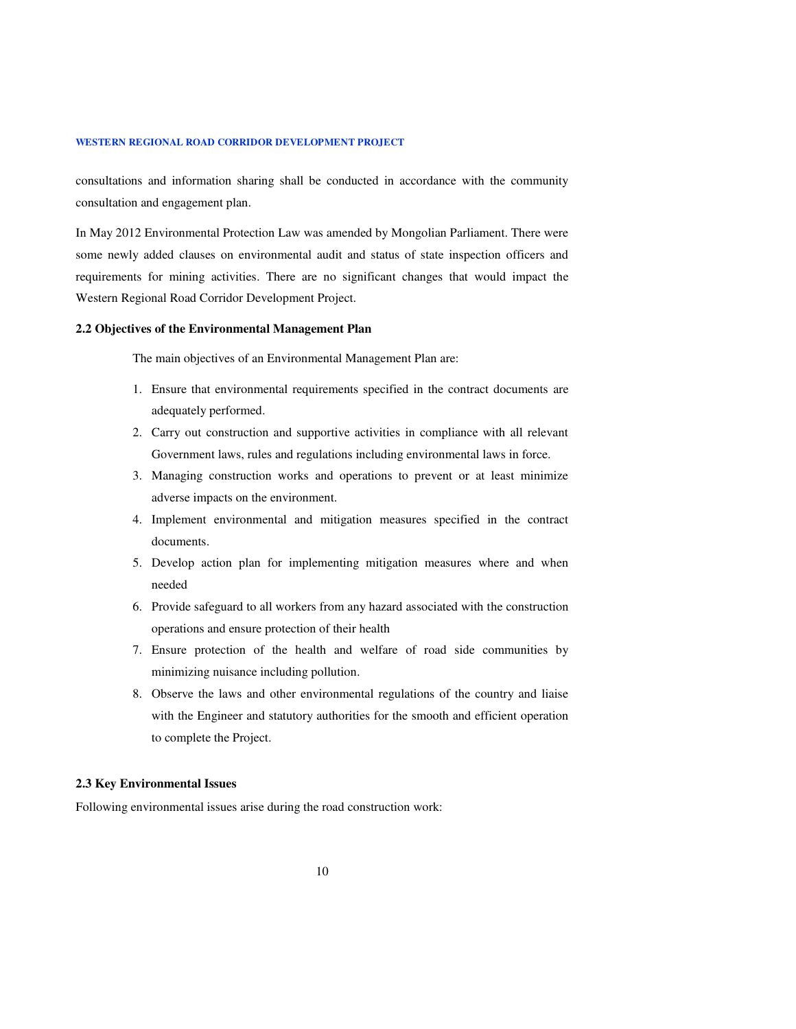consultations and information sharing shall be conducted in accordance with the community consultation and engagement plan.

In May 2012 Environmental Protection Law was amended by Mongolian Parliament. There were some newly added clauses on environmental audit and status of state inspection officers and requirements for mining activities. There are no significant changes that would impact the Western Regional Road Corridor Development Project.

### 2.2 Objectives of the Environmental Management Plan

The main objectives of an Environmental Management Plan are:

1. Ensure that environmental requirements specified in the contract documents are adequately performed.
2. Carry out construction and supportive activities in compliance with all relevant Government laws, rules and regulations including environmental laws in force.
3. Managing construction works and operations to prevent or at least minimize adverse impacts on the environment.
4. Implement environmental and mitigation measures specified in the contract documents.
5. Develop action plan for implementing mitigation measures where and when needed
6. Provide safeguard to all workers from any hazard associated with the construction operations and ensure protection of their health
7. Ensure protection of the health and welfare of road side communities by minimizing nuisance including pollution.
8. Observe the laws and other environmental regulations of the country and liaise with the Engineer and statutory authorities for the smooth and efficient operation to complete the Project.

### 2.3 Key Environmental Issues

Following environmental issues arise during the road construction work: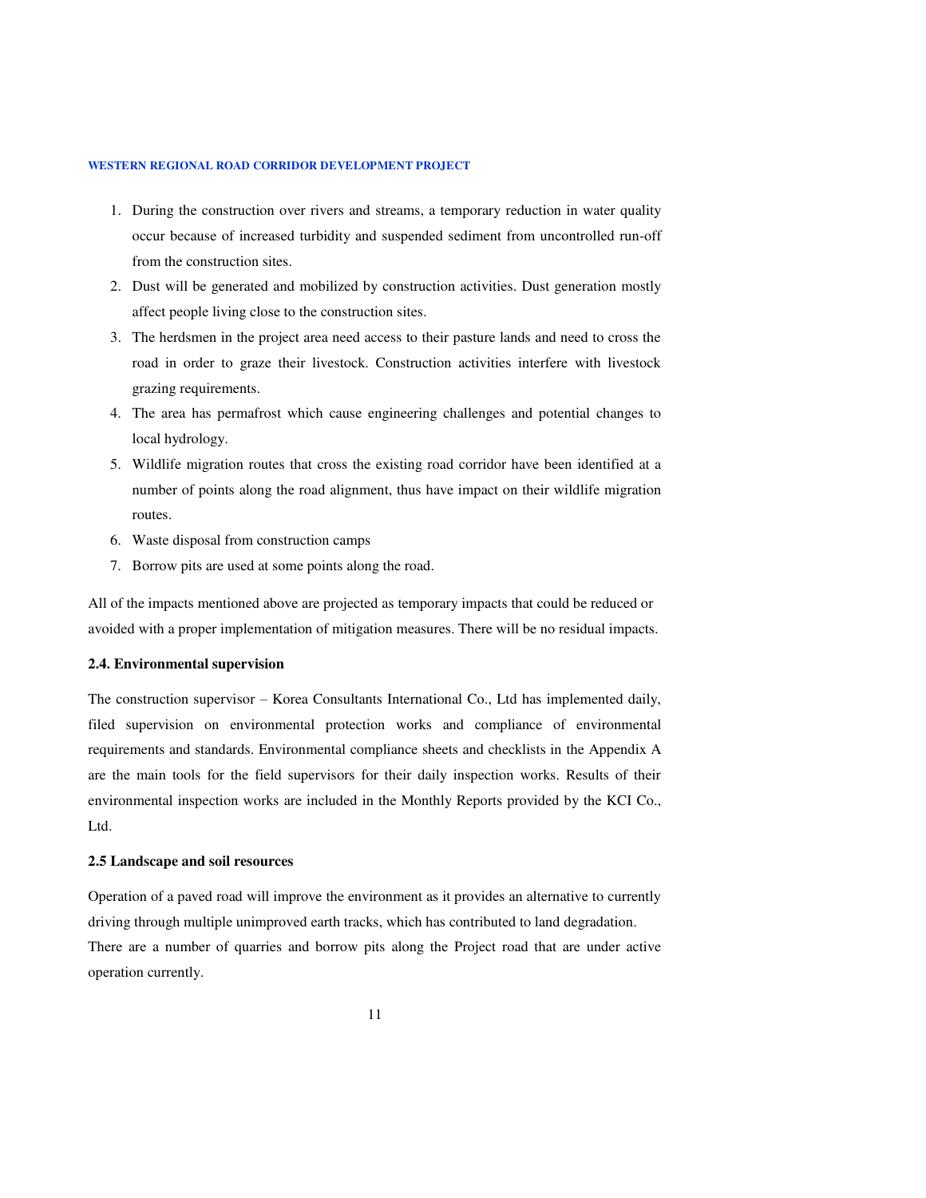1. During the construction over rivers and streams, a temporary reduction in water quality occur because of increased turbidity and suspended sediment from uncontrolled run-off from the construction sites.
2. Dust will be generated and mobilized by construction activities. Dust generation mostly affect people living close to the construction sites.
3. The herdsmen in the project area need access to their pasture lands and need to cross the road in order to graze their livestock. Construction activities interfere with livestock grazing requirements.
4. The area has permafrost which cause engineering challenges and potential changes to local hydrology.
5. Wildlife migration routes that cross the existing road corridor have been identified at a number of points along the road alignment, thus have impact on their wildlife migration routes.
6. Waste disposal from construction camps
7. Borrow pits are used at some points along the road.

All of the impacts mentioned above are projected as temporary impacts that could be reduced or avoided with a proper implementation of mitigation measures. There will be no residual impacts.

### 2.4. Environmental supervision

The construction supervisor – Korea Consultants International Co., Ltd has implemented daily, filed supervision on environmental protection works and compliance of environmental requirements and standards. Environmental compliance sheets and checklists in the Appendix A are the main tools for the field supervisors for their daily inspection works. Results of their environmental inspection works are included in the Monthly Reports provided by the KCI Co., Ltd.

### 2.5 Landscape and soil resources

Operation of a paved road will improve the environment as it provides an alternative to currently driving through multiple unimproved earth tracks, which has contributed to land degradation.
There are a number of quarries and borrow pits along the Project road that are under active operation currently.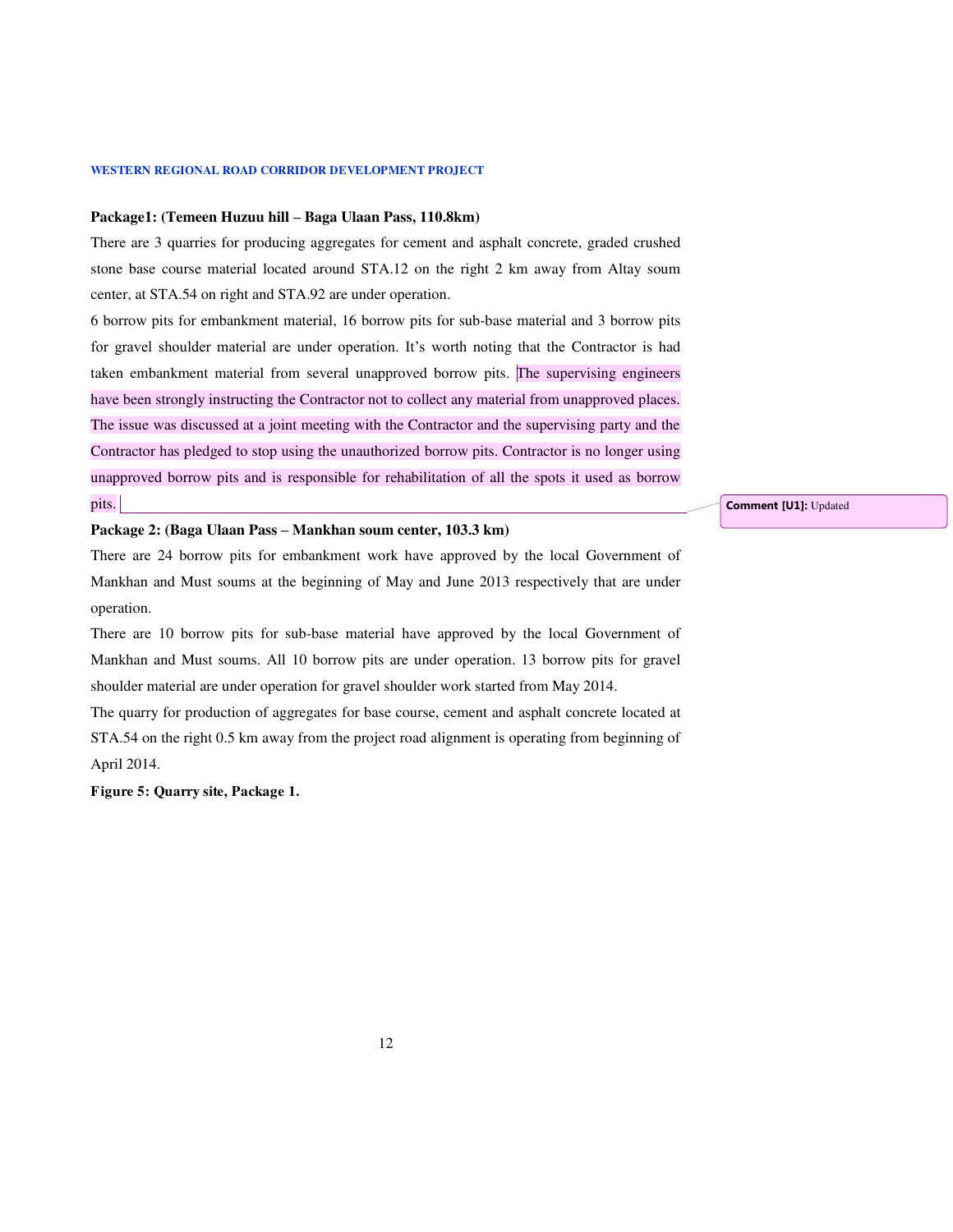**Package1: (Temeen Huzuu hill – Baga Ulaan Pass, 110.8km)**

There are 3 quarries for producing aggregates for cement and asphalt concrete, graded crushed stone base course material located around STA.12 on the right 2 km away from Altay soum center, at STA.54 on right and STA.92 are under operation.

6 borrow pits for embankment material, 16 borrow pits for sub-base material and 3 borrow pits for gravel shoulder material are under operation. It's worth noting that the Contractor is had taken embankment material from several unapproved borrow pits. The supervising engineers have been strongly instructing the Contractor not to collect any material from unapproved places. The issue was discussed at a joint meeting with the Contractor and the supervising party and the Contractor has pledged to stop using the unauthorized borrow pits. Contractor is no longer using unapproved borrow pits and is responsible for rehabilitation of all the spots it used as borrow pits.

Comment [U1]: Updated

**Package 2: (Baga Ulaan Pass – Mankhan soum center, 103.3 km)**

There are 24 borrow pits for embankment work have approved by the local Government of Mankhan and Must soums at the beginning of May and June 2013 respectively that are under operation.

There are 10 borrow pits for sub-base material have approved by the local Government of Mankhan and Must soums. All 10 borrow pits are under operation. 13 borrow pits for gravel shoulder material are under operation for gravel shoulder work started from May 2014.

The quarry for production of aggregates for base course, cement and asphalt concrete located at STA.54 on the right 0.5 km away from the project road alignment is operating from beginning of April 2014.

**Figure 5: Quarry site, Package 1.**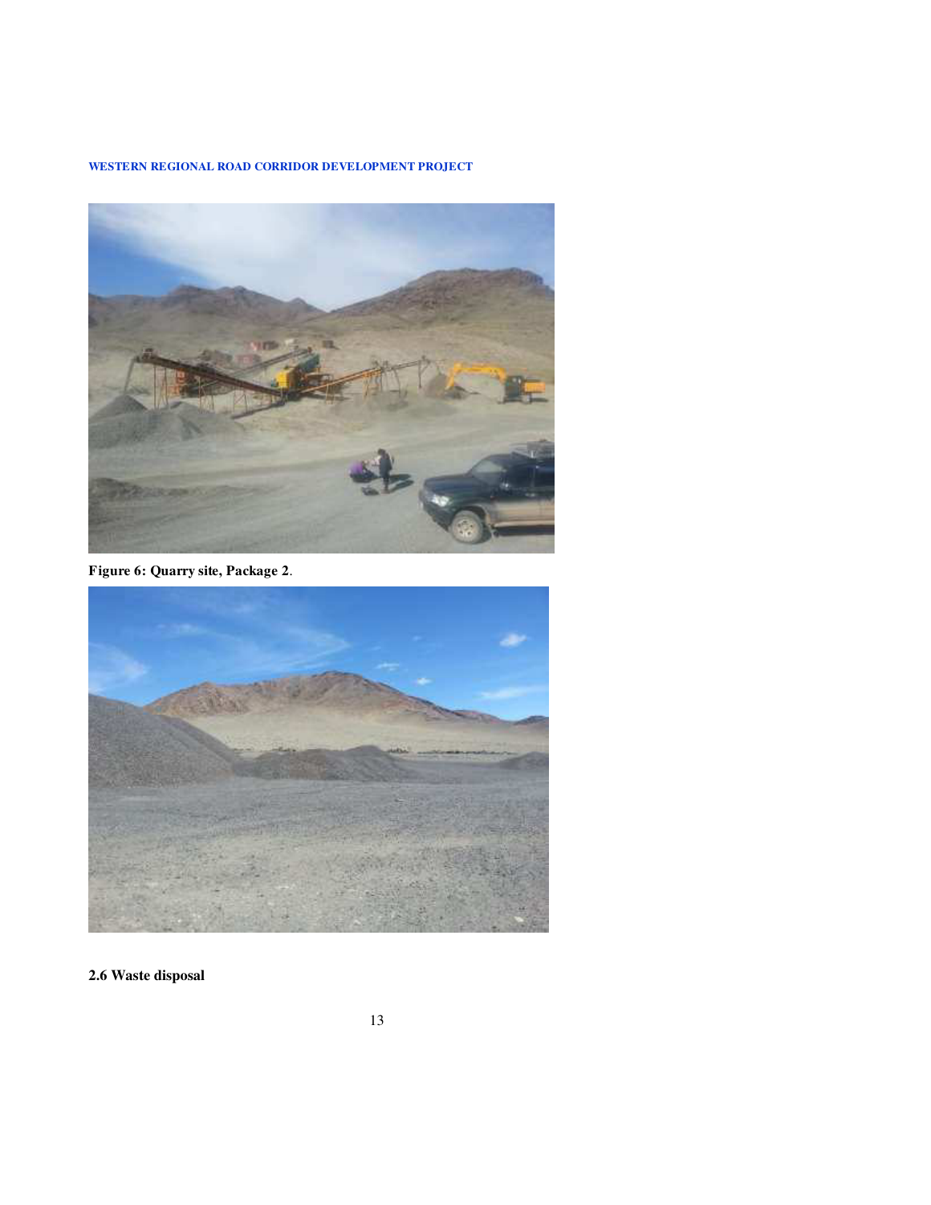Figure 6: Quarry site, Package 2.

## 2.6 Waste disposal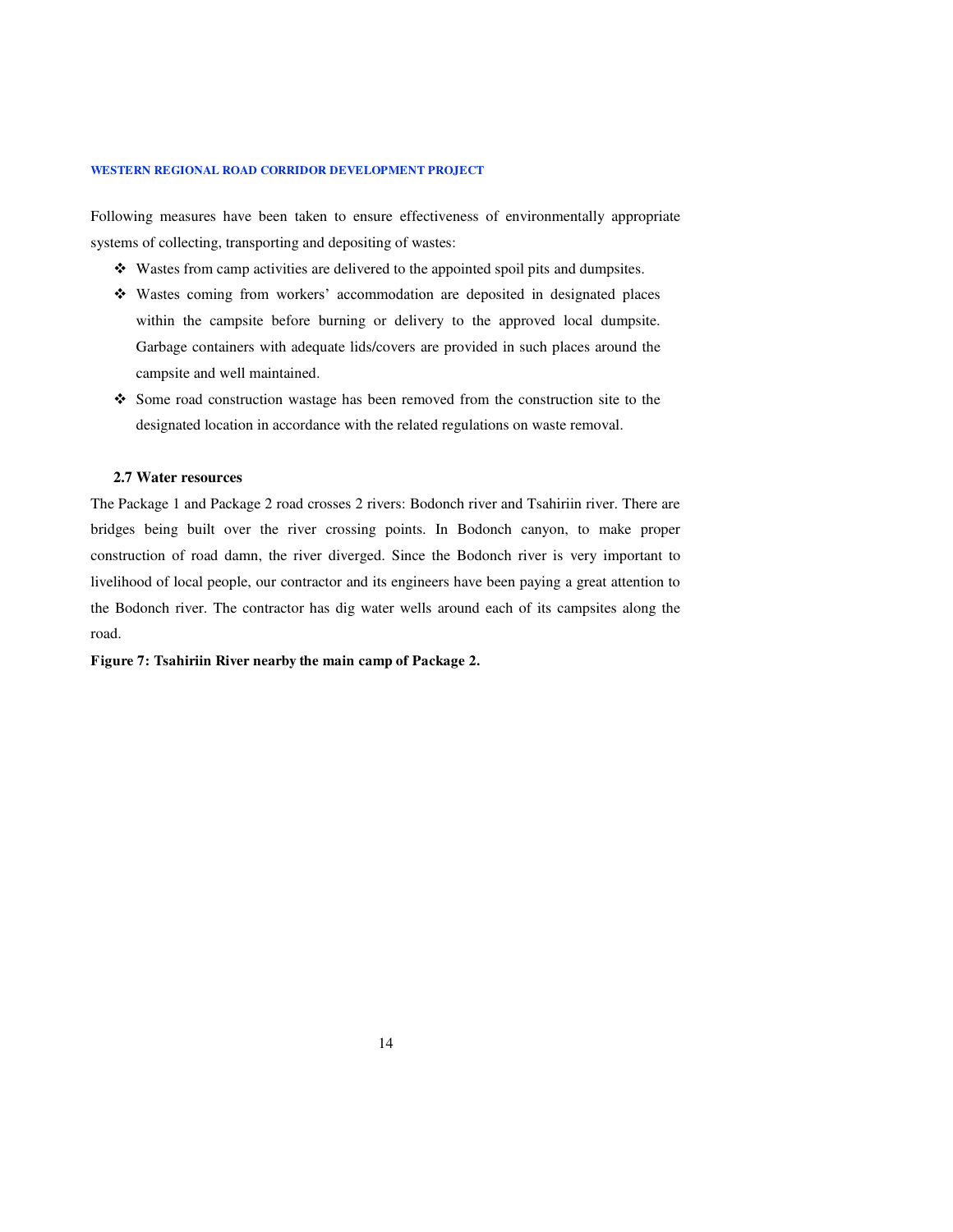Following measures have been taken to ensure effectiveness of environmentally appropriate systems of collecting, transporting and depositing of wastes:

- Wastes from camp activities are delivered to the appointed spoil pits and dumpsites.
- Wastes coming from workers' accommodation are deposited in designated places within the campsite before burning or delivery to the approved local dumpsite. Garbage containers with adequate lids/covers are provided in such places around the campsite and well maintained.
- Some road construction wastage has been removed from the construction site to the designated location in accordance with the related regulations on waste removal.

### 2.7 Water resources

The Package 1 and Package 2 road crosses 2 rivers: Bodonch river and Tsahiriin river. There are bridges being built over the river crossing points. In Bodonch canyon, to make proper construction of road damn, the river diverged. Since the Bodonch river is very important to livelihood of local people, our contractor and its engineers have been paying a great attention to the Bodonch river. The contractor has dig water wells around each of its campsites along the road.

**Figure 7: Tsahiriin River nearby the main camp of Package 2.**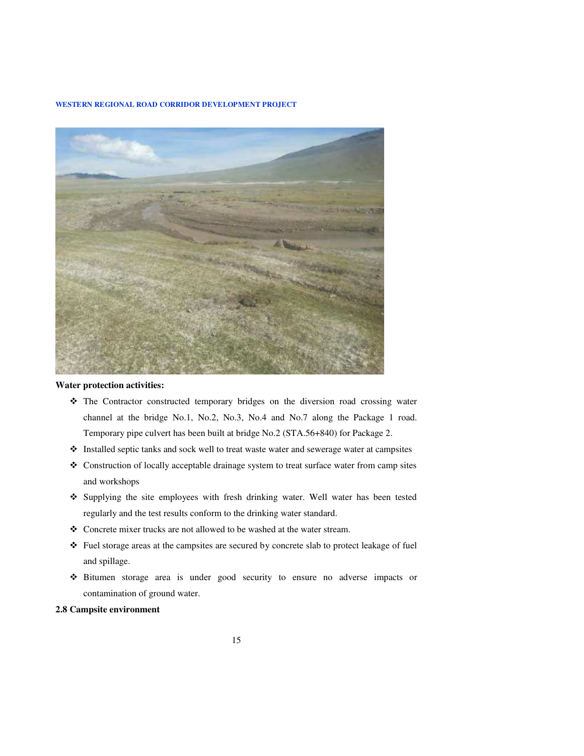**Water protection activities:**

- The Contractor constructed temporary bridges on the diversion road crossing water channel at the bridge No.1, No.2, No.3, No.4 and No.7 along the Package 1 road. Temporary pipe culvert has been built at bridge No.2 (STA.56+840) for Package 2.
- Installed septic tanks and sock well to treat waste water and sewerage water at campsites
- Construction of locally acceptable drainage system to treat surface water from camp sites and workshops
- Supplying the site employees with fresh drinking water. Well water has been tested regularly and the test results conform to the drinking water standard.
- Concrete mixer trucks are not allowed to be washed at the water stream.
- Fuel storage areas at the campsites are secured by concrete slab to protect leakage of fuel and spillage.
- Bitumen storage area is under good security to ensure no adverse impacts or contamination of ground water.

## 2.8 Campsite environment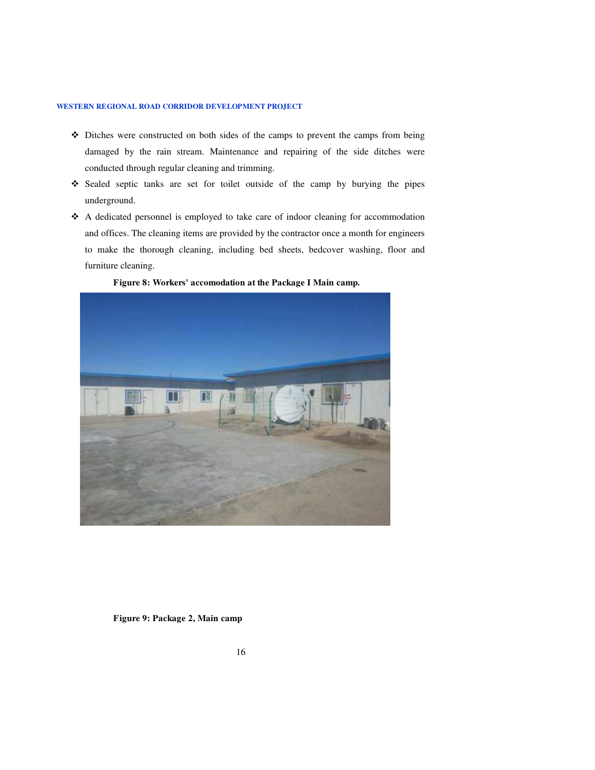- Ditches were constructed on both sides of the camps to prevent the camps from being damaged by the rain stream. Maintenance and repairing of the side ditches were conducted through regular cleaning and trimming.
- Sealed septic tanks are set for toilet outside of the camp by burying the pipes underground.
- A dedicated personnel is employed to take care of indoor cleaning for accommodation and offices. The cleaning items are provided by the contractor once a month for engineers to make the thorough cleaning, including bed sheets, bedcover washing, floor and furniture cleaning.

**Figure 8: Workers' accomodation at the Package I Main camp.**

**Figure 9: Package 2, Main camp**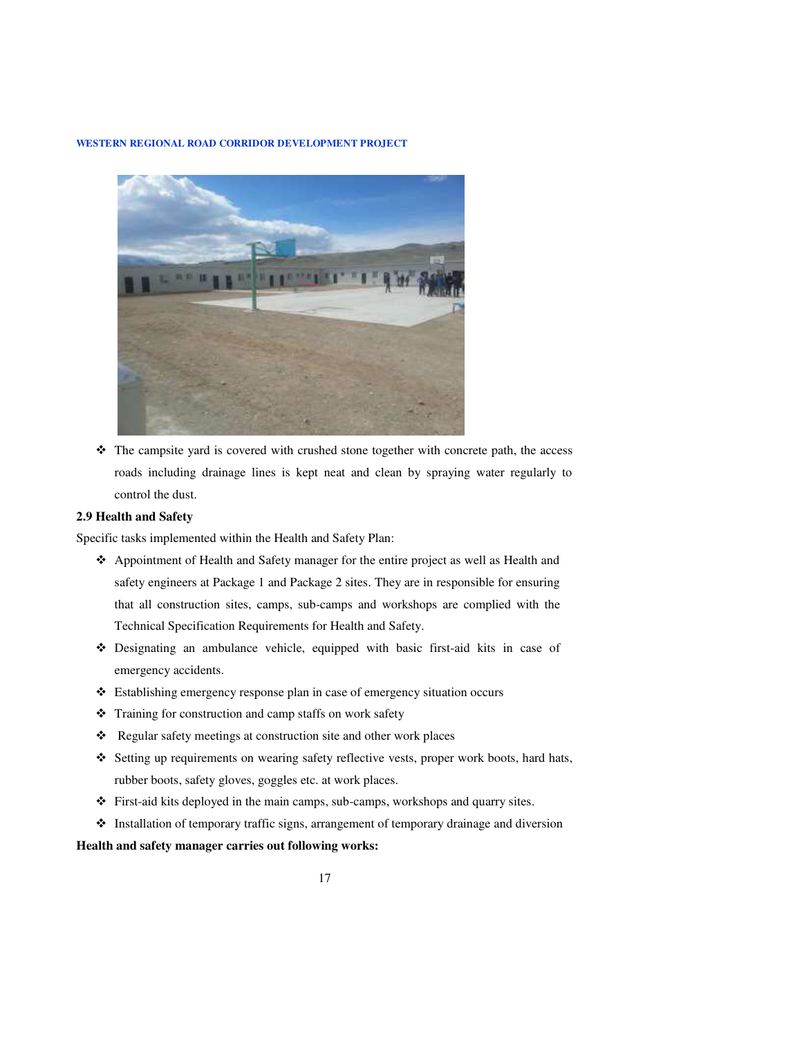- The campsite yard is covered with crushed stone together with concrete path, the access roads including drainage lines is kept neat and clean by spraying water regularly to control the dust.

**2.9 Health and Safety**

Specific tasks implemented within the Health and Safety Plan:

- Appointment of Health and Safety manager for the entire project as well as Health and safety engineers at Package 1 and Package 2 sites. They are in responsible for ensuring that all construction sites, camps, sub-camps and workshops are complied with the Technical Specification Requirements for Health and Safety.
- Designating an ambulance vehicle, equipped with basic first-aid kits in case of emergency accidents.
- Establishing emergency response plan in case of emergency situation occurs
- Training for construction and camp staffs on work safety
- Regular safety meetings at construction site and other work places
- Setting up requirements on wearing safety reflective vests, proper work boots, hard hats, rubber boots, safety gloves, goggles etc. at work places.
- First-aid kits deployed in the main camps, sub-camps, workshops and quarry sites.
- Installation of temporary traffic signs, arrangement of temporary drainage and diversion

**Health and safety manager carries out following works:**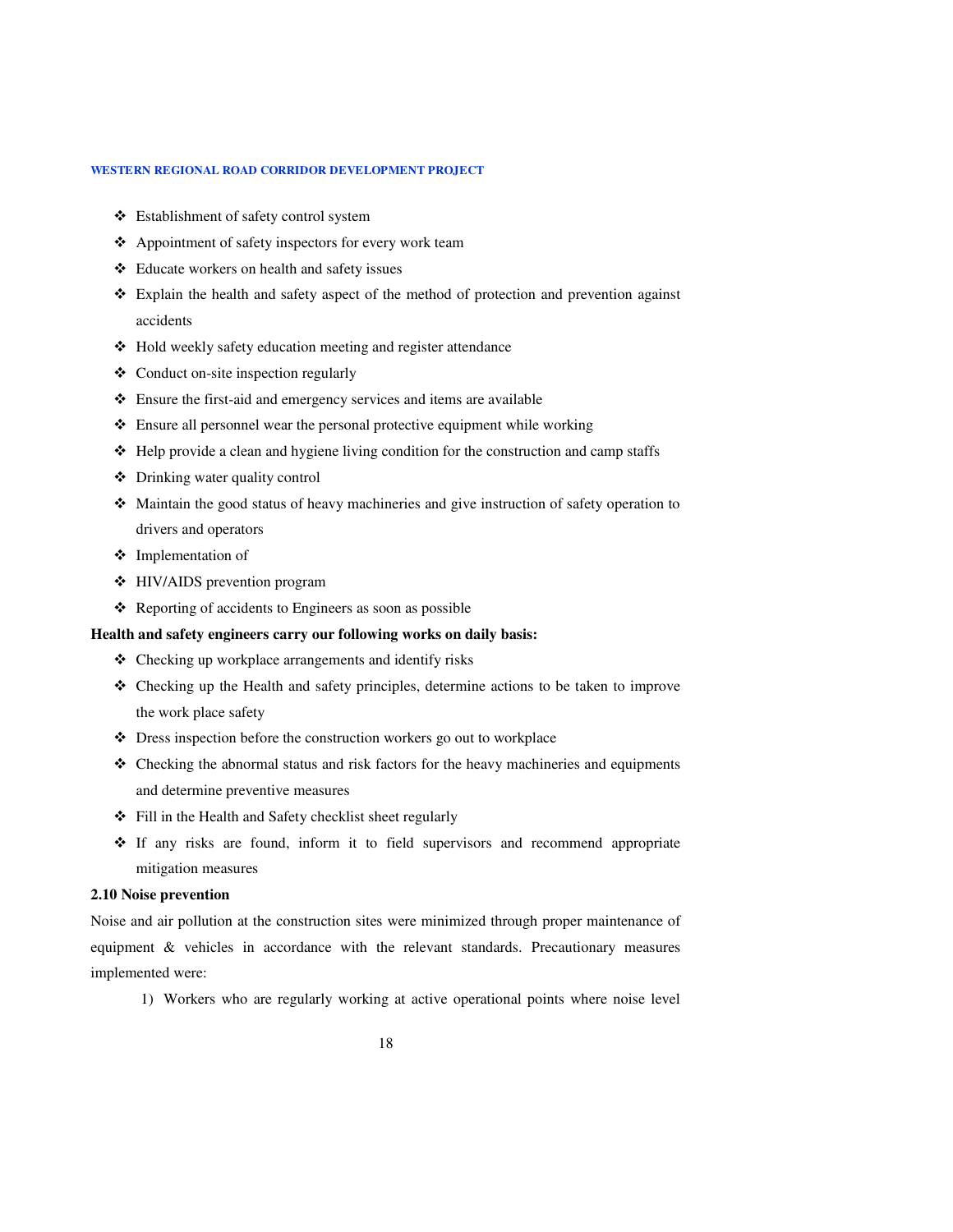- Establishment of safety control system
- Appointment of safety inspectors for every work team
- Educate workers on health and safety issues
- Explain the health and safety aspect of the method of protection and prevention against accidents
- Hold weekly safety education meeting and register attendance
- Conduct on-site inspection regularly
- Ensure the first-aid and emergency services and items are available
- Ensure all personnel wear the personal protective equipment while working
- Help provide a clean and hygiene living condition for the construction and camp staffs
- Drinking water quality control
- Maintain the good status of heavy machineries and give instruction of safety operation to drivers and operators
- Implementation of
- HIV/AIDS prevention program
- Reporting of accidents to Engineers as soon as possible

**Health and safety engineers carry our following works on daily basis:**

- Checking up workplace arrangements and identify risks
- Checking up the Health and safety principles, determine actions to be taken to improve the work place safety
- Dress inspection before the construction workers go out to workplace
- Checking the abnormal status and risk factors for the heavy machineries and equipments and determine preventive measures
- Fill in the Health and Safety checklist sheet regularly
- If any risks are found, inform it to field supervisors and recommend appropriate mitigation measures

**2.10 Noise prevention**

Noise and air pollution at the construction sites were minimized through proper maintenance of equipment & vehicles in accordance with the relevant standards. Precautionary measures implemented were:

1) Workers who are regularly working at active operational points where noise level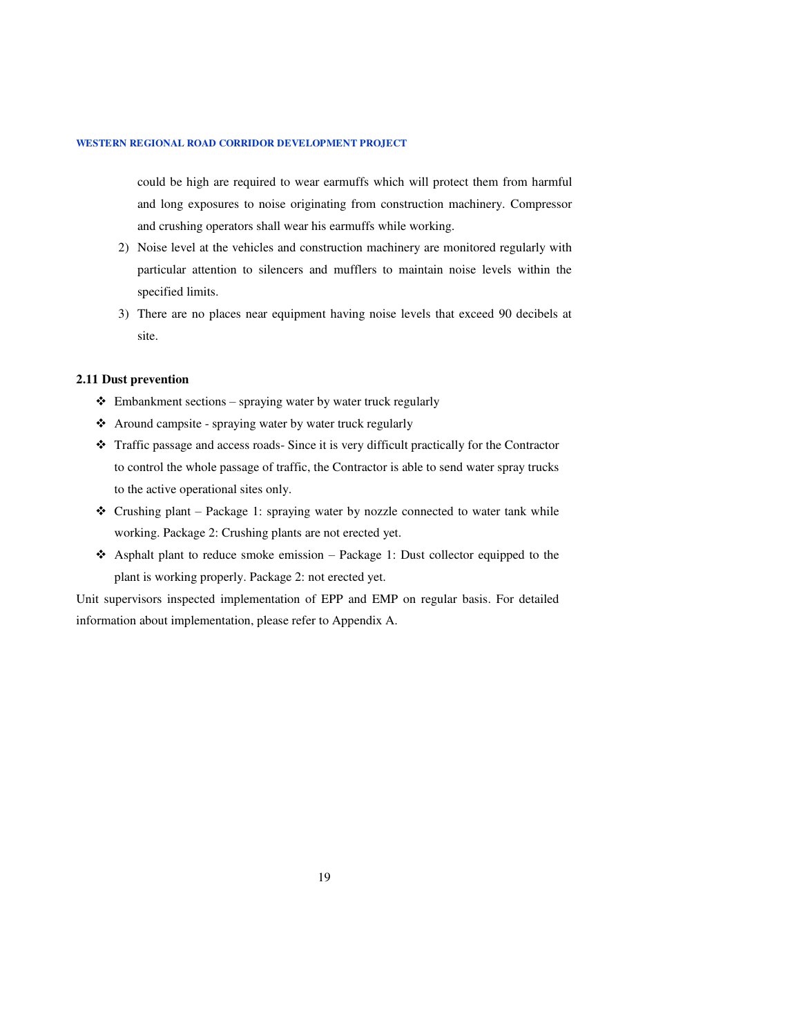could be high are required to wear earmuffs which will protect them from harmful and long exposures to noise originating from construction machinery. Compressor and crushing operators shall wear his earmuffs while working.

2) Noise level at the vehicles and construction machinery are monitored regularly with particular attention to silencers and mufflers to maintain noise levels within the specified limits.
3) There are no places near equipment having noise levels that exceed 90 decibels at site.

### 2.11 Dust prevention

- ❖ Embankment sections – spraying water by water truck regularly
- ❖ Around campsite - spraying water by water truck regularly
- ❖ Traffic passage and access roads- Since it is very difficult practically for the Contractor to control the whole passage of traffic, the Contractor is able to send water spray trucks to the active operational sites only.
- ❖ Crushing plant – Package 1: spraying water by nozzle connected to water tank while working. Package 2: Crushing plants are not erected yet.
- ❖ Asphalt plant to reduce smoke emission – Package 1: Dust collector equipped to the plant is working properly. Package 2: not erected yet.

Unit supervisors inspected implementation of EPP and EMP on regular basis. For detailed information about implementation, please refer to Appendix A.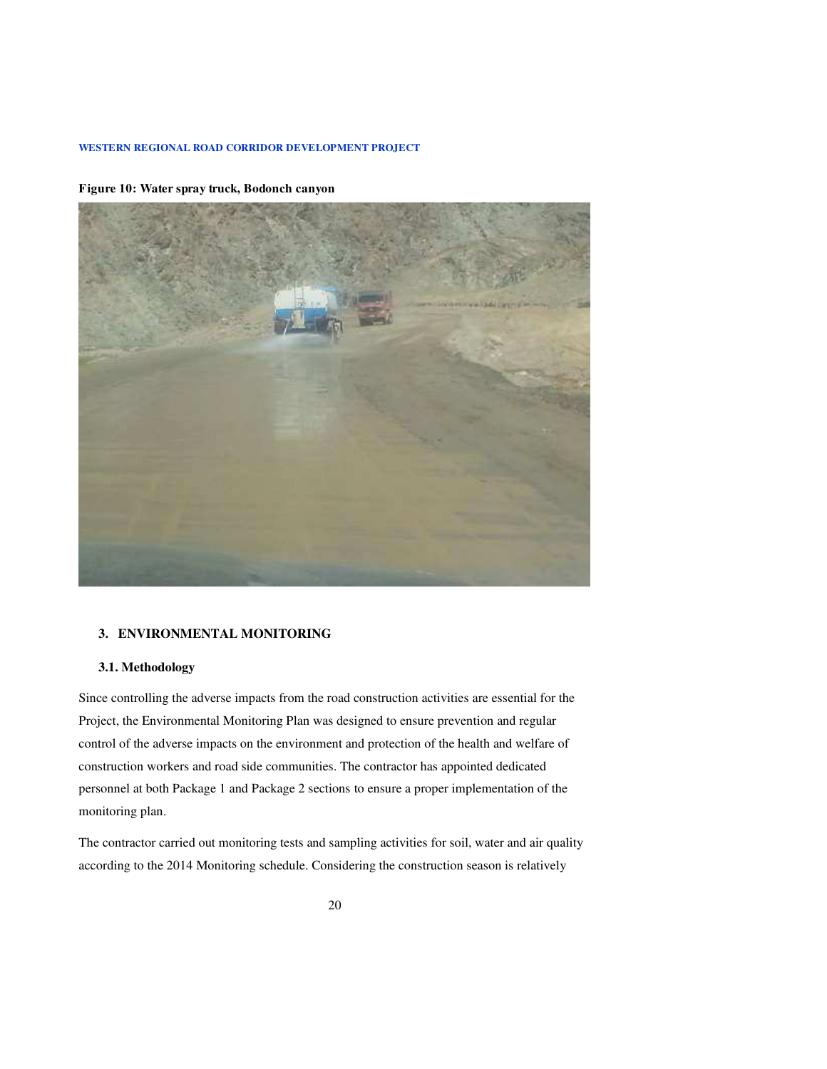**Figure 10: Water spray truck, Bodonch canyon**

## 3. ENVIRONMENTAL MONITORING

### 3.1. Methodology

Since controlling the adverse impacts from the road construction activities are essential for the Project, the Environmental Monitoring Plan was designed to ensure prevention and regular control of the adverse impacts on the environment and protection of the health and welfare of construction workers and road side communities. The contractor has appointed dedicated personnel at both Package 1 and Package 2 sections to ensure a proper implementation of the monitoring plan.

The contractor carried out monitoring tests and sampling activities for soil, water and air quality according to the 2014 Monitoring schedule. Considering the construction season is relatively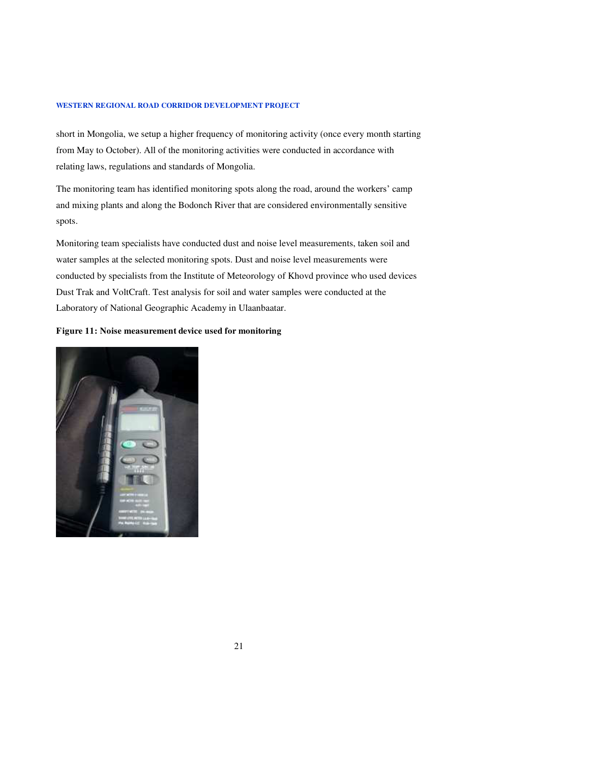short in Mongolia, we setup a higher frequency of monitoring activity (once every month starting from May to October). All of the monitoring activities were conducted in accordance with relating laws, regulations and standards of Mongolia.

The monitoring team has identified monitoring spots along the road, around the workers' camp and mixing plants and along the Bodonch River that are considered environmentally sensitive spots.

Monitoring team specialists have conducted dust and noise level measurements, taken soil and water samples at the selected monitoring spots. Dust and noise level measurements were conducted by specialists from the Institute of Meteorology of Khovd province who used devices Dust Trak and VoltCraft. Test analysis for soil and water samples were conducted at the Laboratory of National Geographic Academy in Ulaanbaatar.

**Figure 11: Noise measurement device used for monitoring**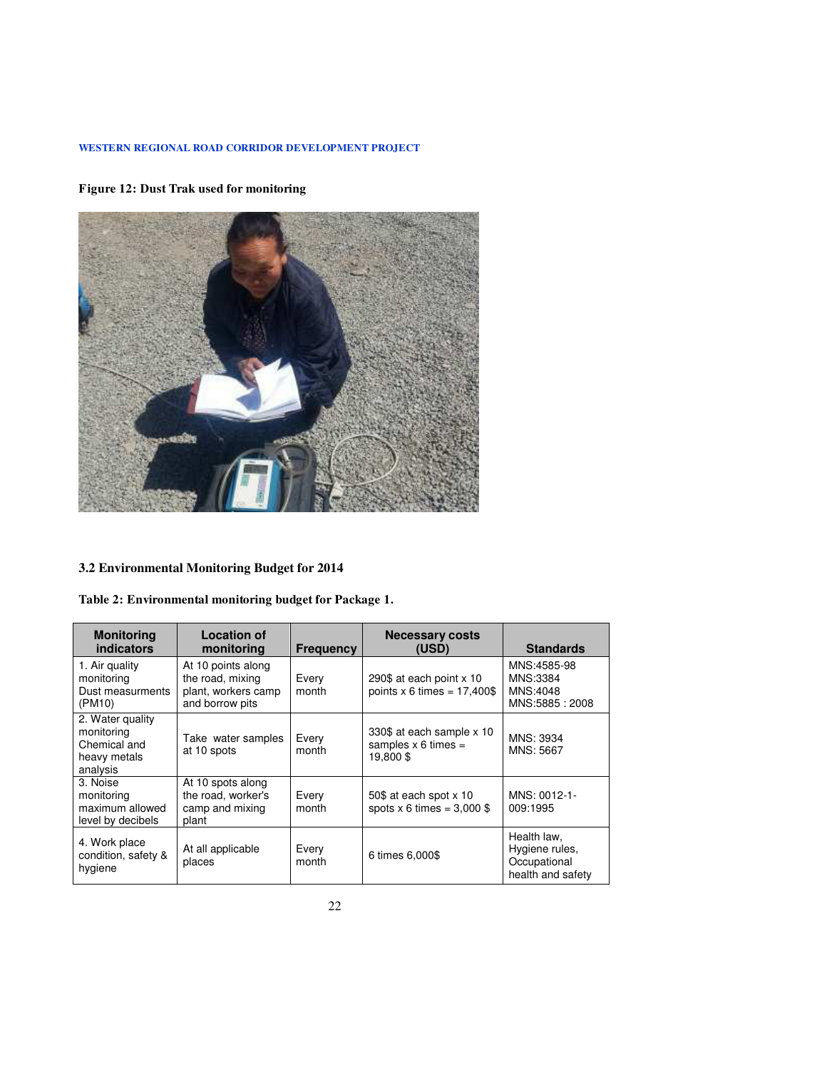**Figure 12: Dust Trak used for monitoring**

### 3.2 Environmental Monitoring Budget for 2014

**Table 2: Environmental monitoring budget for Package 1.**

| Monitoring indicators | Location of monitoring | Frequency | Necessary costs (USD) | Standards |
|---|---|---|---|---|
| 1. Air quality monitoring Dust measurments (PM10) | At 10 points along the road, mixing plant, workers camp and borrow pits | Every month | 290$ at each point x 10 points x 6 times = 17,400$ | MNS:4585-98 MNS:3384 MNS:4048 MNS:5885 : 2008 |
| 2. Water quality monitoring Chemical and heavy metals analysis | Take water samples at 10 spots | Every month | 330$ at each sample x 10 samples x 6 times = 19,800 $ | MNS: 3934 MNS: 5667 |
| 3. Noise monitoring maximum allowed level by decibels | At 10 spots along the road, worker's camp and mixing plant | Every month | 50$ at each spot x 10 spots x 6 times = 3,000 $ | MNS: 0012-1-009:1995 |
| 4. Work place condition, safety & hygiene | At all applicable places | Every month | 6 times 6,000$ | Health law, Hygiene rules, Occupational health and safety |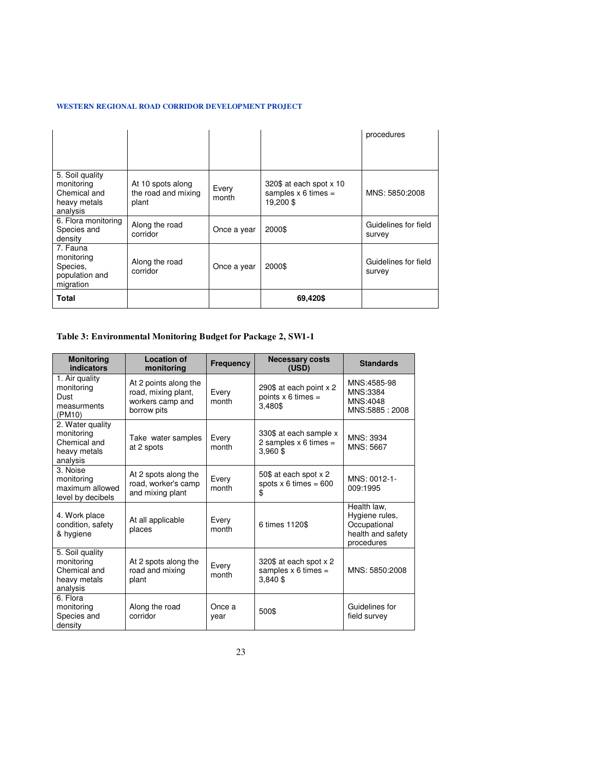| | | | | procedures |
|---|---|---|---|---|
| 5. Soil quality monitoring Chemical and heavy metals analysis | At 10 spots along the road and mixing plant | Every month | 320$ at each spot x 10 samples x 6 times = 19,200 $ | MNS: 5850:2008 |
| 6. Flora monitoring Species and density | Along the road corridor | Once a year | 2000$ | Guidelines for field survey |
| 7. Fauna monitoring Species, population and migration | Along the road corridor | Once a year | 2000$ | Guidelines for field survey |
| **Total** | | | **69,420$** | |

**Table 3: Environmental Monitoring Budget for Package 2, SW1-1**

| Monitoring indicators | Location of monitoring | Frequency | Necessary costs (USD) | Standards |
|---|---|---|---|---|
| 1. Air quality monitoring Dust measurments (PM10) | At 2 points along the road, mixing plant, workers camp and borrow pits | Every month | 290$ at each point x 2 points x 6 times = 3,480$ | MNS:4585-98 MNS:3384 MNS:4048 MNS:5885 : 2008 |
| 2. Water quality monitoring Chemical and heavy metals analysis | Take water samples at 2 spots | Every month | 330$ at each sample x 2 samples x 6 times = 3,960 $ | MNS: 3934 MNS: 5667 |
| 3. Noise monitoring maximum allowed level by decibels | At 2 spots along the road, worker's camp and mixing plant | Every month | 50$ at each spot x 2 spots x 6 times = 600 $ | MNS: 0012-1-009:1995 |
| 4. Work place condition, safety & hygiene | At all applicable places | Every month | 6 times 1120$ | Health law, Hygiene rules, Occupational health and safety procedures |
| 5. Soil quality monitoring Chemical and heavy metals analysis | At 2 spots along the road and mixing plant | Every month | 320$ at each spot x 2 samples x 6 times = 3,840 $ | MNS: 5850:2008 |
| 6. Flora monitoring Species and density | Along the road corridor | Once a year | 500$ | Guidelines for field survey |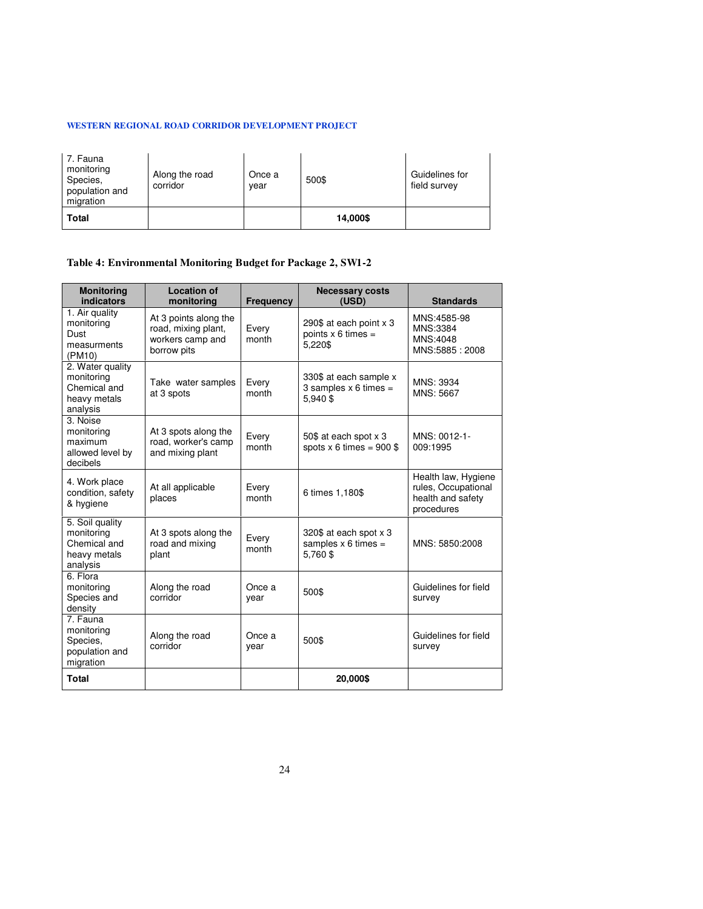| 7. Fauna monitoring Species, population and migration | Along the road corridor | Once a year | 500$ | Guidelines for field survey |
|---|---|---|---|---|
| **Total** | | | **14,000$** | |

**Table 4: Environmental Monitoring Budget for Package 2, SW1-2**

| Monitoring indicators | Location of monitoring | Frequency | Necessary costs (USD) | Standards |
|---|---|---|---|---|
| 1. Air quality monitoring Dust measurments (PM10) | At 3 points along the road, mixing plant, workers camp and borrow pits | Every month | 290$ at each point x 3 points x 6 times = 5,220$ | MNS:4585-98 MNS:3384 MNS:4048 MNS:5885 : 2008 |
| 2. Water quality monitoring Chemical and heavy metals analysis | Take water samples at 3 spots | Every month | 330$ at each sample x 3 samples x 6 times = 5,940 $ | MNS: 3934 MNS: 5667 |
| 3. Noise monitoring maximum allowed level by decibels | At 3 spots along the road, worker's camp and mixing plant | Every month | 50$ at each spot x 3 spots x 6 times = 900 $ | MNS: 0012-1-009:1995 |
| 4. Work place condition, safety & hygiene | At all applicable places | Every month | 6 times 1,180$ | Health law, Hygiene rules, Occupational health and safety procedures |
| 5. Soil quality monitoring Chemical and heavy metals analysis | At 3 spots along the road and mixing plant | Every month | 320$ at each spot x 3 samples x 6 times = 5,760 $ | MNS: 5850:2008 |
| 6. Flora monitoring Species and density | Along the road corridor | Once a year | 500$ | Guidelines for field survey |
| 7. Fauna monitoring Species, population and migration | Along the road corridor | Once a year | 500$ | Guidelines for field survey |
| **Total** | | | **20,000$** | |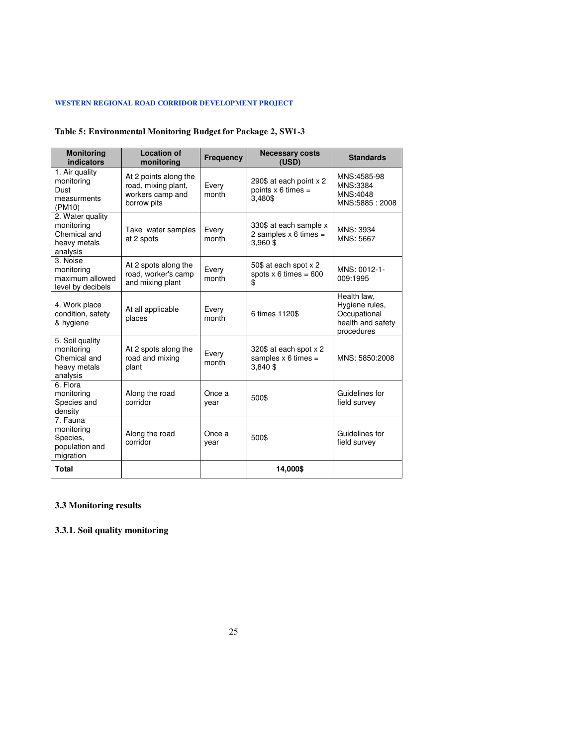**Table 5: Environmental Monitoring Budget for Package 2, SW1-3**

| Monitoring indicators | Location of monitoring | Frequency | Necessary costs (USD) | Standards |
|---|---|---|---|---|
| 1. Air quality monitoring Dust measurments (PM10) | At 2 points along the road, mixing plant, workers camp and borrow pits | Every month | 290$ at each point x 2 points x 6 times = 3,480$ | MNS:4585-98 MNS:3384 MNS:4048 MNS:5885 : 2008 |
| 2. Water quality monitoring Chemical and heavy metals analysis | Take water samples at 2 spots | Every month | 330$ at each sample x 2 samples x 6 times = 3,960 $ | MNS: 3934 MNS: 5667 |
| 3. Noise monitoring maximum allowed level by decibels | At 2 spots along the road, worker's camp and mixing plant | Every month | 50$ at each spot x 2 spots x 6 times = 600 $ | MNS: 0012-1-009:1995 |
| 4. Work place condition, safety & hygiene | At all applicable places | Every month | 6 times 1120$ | Health law, Hygiene rules, Occupational health and safety procedures |
| 5. Soil quality monitoring Chemical and heavy metals analysis | At 2 spots along the road and mixing plant | Every month | 320$ at each spot x 2 samples x 6 times = 3,840 $ | MNS: 5850:2008 |
| 6. Flora monitoring Species and density | Along the road corridor | Once a year | 500$ | Guidelines for field survey |
| 7. Fauna monitoring Species, population and migration | Along the road corridor | Once a year | 500$ | Guidelines for field survey |
| **Total** | | | **14,000$** | |

### 3.3 Monitoring results

#### 3.3.1. Soil quality monitoring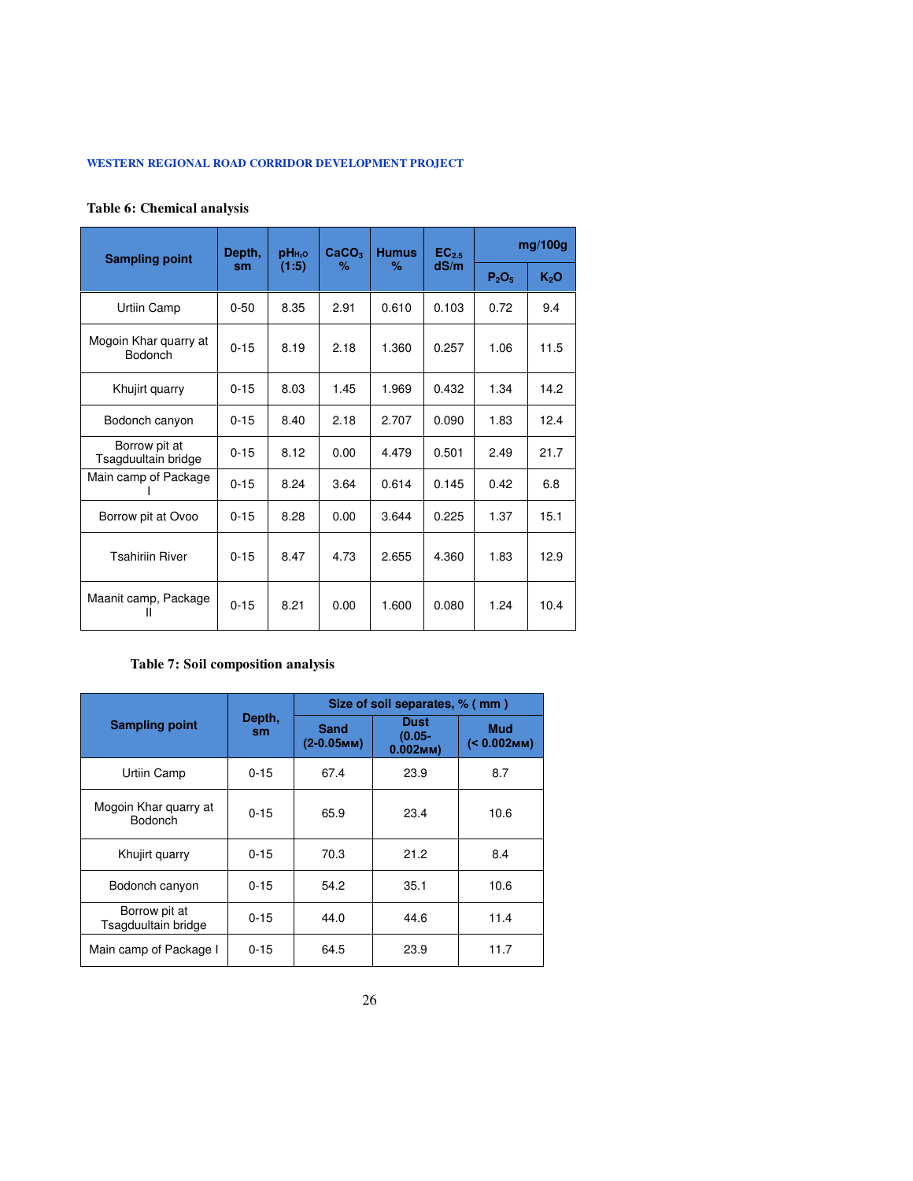**Table 6: Chemical analysis**

| Sampling point | Depth, sm | $pH_{H_2O}$ (1:5) | $CaCO_3$ % | Humus % | $EC_{2.5}$ dS/m | mg/100g | |
|---|---|---|---|---|---|---|---|
| | | | | | | $P_2O_5$ | $K_2O$ |
| Urtiin Camp | 0-50 | 8.35 | 2.91 | 0.610 | 0.103 | 0.72 | 9.4 |
| Mogoin Khar quarry at Bodonch | 0-15 | 8.19 | 2.18 | 1.360 | 0.257 | 1.06 | 11.5 |
| Khujirt quarry | 0-15 | 8.03 | 1.45 | 1.969 | 0.432 | 1.34 | 14.2 |
| Bodonch canyon | 0-15 | 8.40 | 2.18 | 2.707 | 0.090 | 1.83 | 12.4 |
| Borrow pit at Tsagduultain bridge | 0-15 | 8.12 | 0.00 | 4.479 | 0.501 | 2.49 | 21.7 |
| Main camp of Package I | 0-15 | 8.24 | 3.64 | 0.614 | 0.145 | 0.42 | 6.8 |
| Borrow pit at Ovoo | 0-15 | 8.28 | 0.00 | 3.644 | 0.225 | 1.37 | 15.1 |
| Tsahiriin River | 0-15 | 8.47 | 4.73 | 2.655 | 4.360 | 1.83 | 12.9 |
| Maanit camp, Package II | 0-15 | 8.21 | 0.00 | 1.600 | 0.080 | 1.24 | 10.4 |

**Table 7: Soil composition analysis**

| Sampling point | Depth, sm | Size of soil separates, % ( mm ) | | |
|---|---|---|---|---|
| | | Sand (2-0.05мм) | Dust (0.05-0.002мм) | Mud (< 0.002мм) |
| Urtiin Camp | 0-15 | 67.4 | 23.9 | 8.7 |
| Mogoin Khar quarry at Bodonch | 0-15 | 65.9 | 23.4 | 10.6 |
| Khujirt quarry | 0-15 | 70.3 | 21.2 | 8.4 |
| Bodonch canyon | 0-15 | 54.2 | 35.1 | 10.6 |
| Borrow pit at Tsagduultain bridge | 0-15 | 44.0 | 44.6 | 11.4 |
| Main camp of Package I | 0-15 | 64.5 | 23.9 | 11.7 |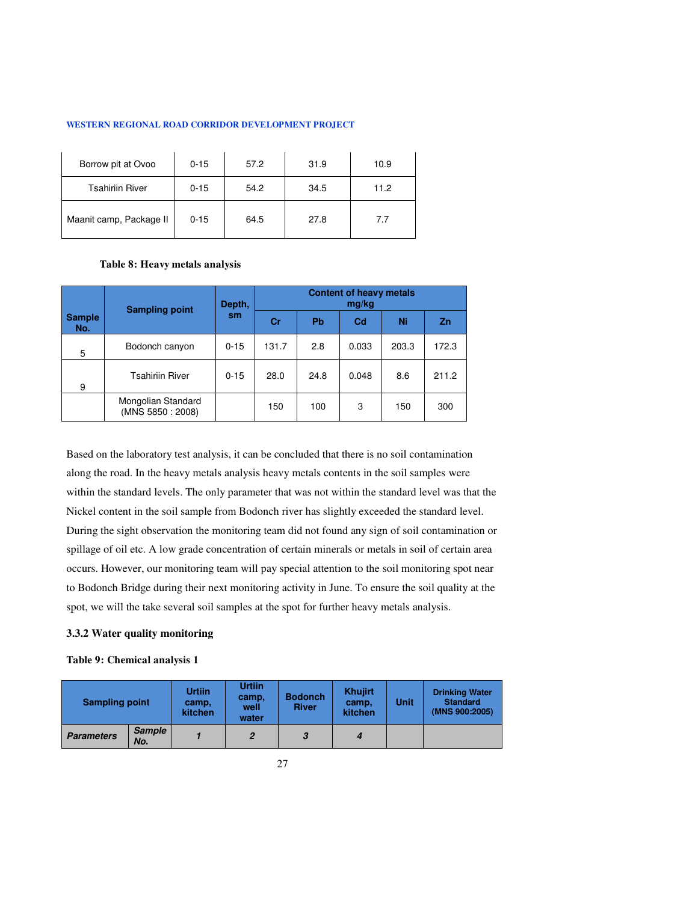| Borrow pit at Ovoo | 0-15 | 57.2 | 31.9 | 10.9 |
|---|---|---|---|---|
| Tsahiriin River | 0-15 | 54.2 | 34.5 | 11.2 |
| Maanit camp, Package II | 0-15 | 64.5 | 27.8 | 7.7 |

**Table 8: Heavy metals analysis**

| Sample No. | Sampling point | Depth, sm | Content of heavy metals mg/kg | | | | |
|---|---|---|---|---|---|---|---|
| | | | Cr | Pb | Cd | Ni | Zn |
| 5 | Bodonch canyon | 0-15 | 131.7 | 2.8 | 0.033 | 203.3 | 172.3 |
| 9 | Tsahiriin River | 0-15 | 28.0 | 24.8 | 0.048 | 8.6 | 211.2 |
| | Mongolian Standard (MNS 5850 : 2008) | | 150 | 100 | 3 | 150 | 300 |

Based on the laboratory test analysis, it can be concluded that there is no soil contamination along the road. In the heavy metals analysis heavy metals contents in the soil samples were within the standard levels. The only parameter that was not within the standard level was that the Nickel content in the soil sample from Bodonch river has slightly exceeded the standard level. During the sight observation the monitoring team did not found any sign of soil contamination or spillage of oil etc. A low grade concentration of certain minerals or metals in soil of certain area occurs. However, our monitoring team will pay special attention to the soil monitoring spot near to Bodonch Bridge during their next monitoring activity in June. To ensure the soil quality at the spot, we will the take several soil samples at the spot for further heavy metals analysis.

### 3.3.2 Water quality monitoring

**Table 9: Chemical analysis 1**

| Sampling point | | Urtiin camp, kitchen | Urtiin camp, well water | Bodonch River | Khujirt camp, kitchen | Unit | Drinking Water Standard (MNS 900:2005) |
|---|---|---|---|---|---|---|---|
| ***Parameters*** | ***Sample No.*** | ***1*** | ***2*** | ***3*** | ***4*** | | |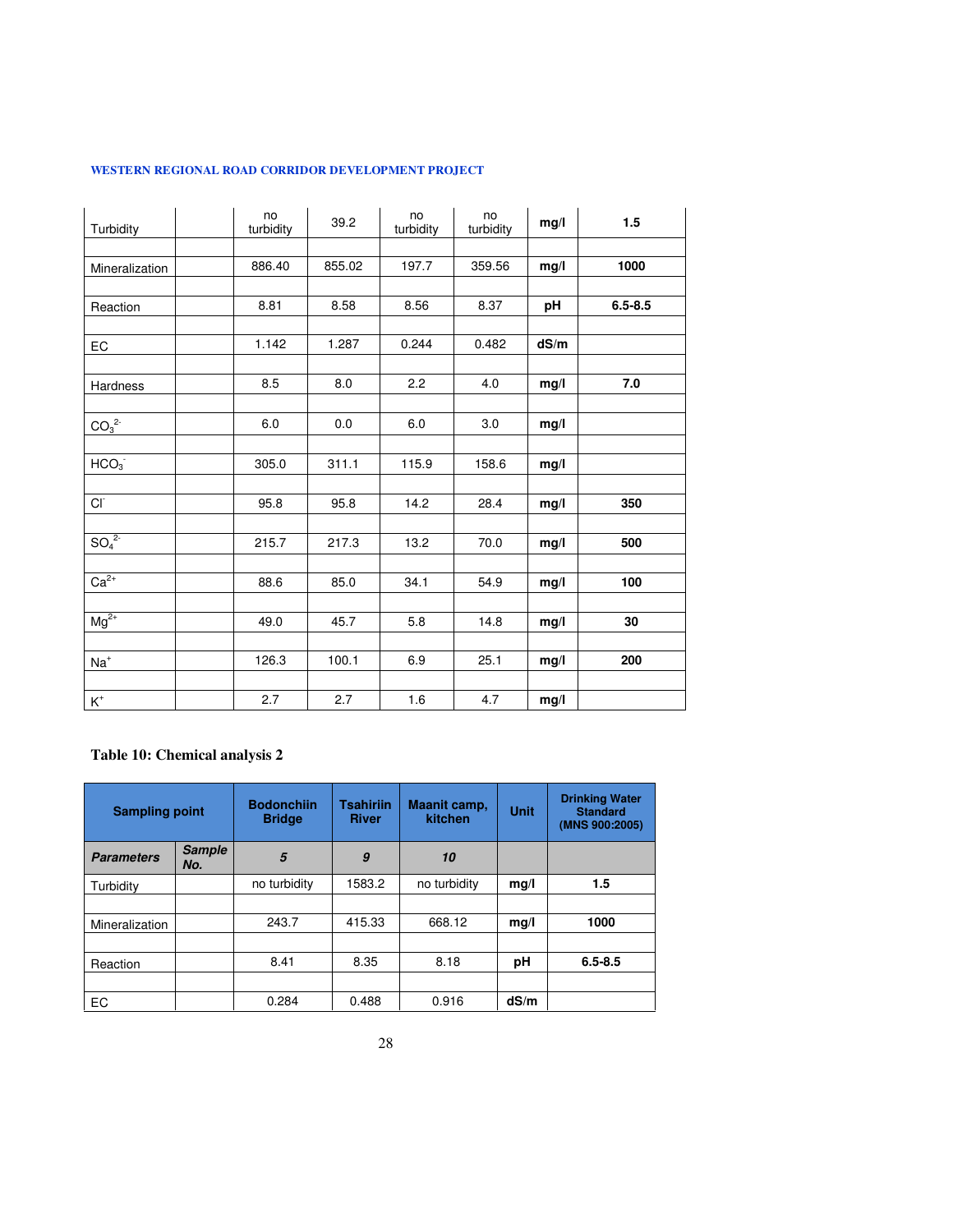| Turbidity | | no turbidity | 39.2 | no turbidity | no turbidity | mg/l | 1.5 |
|---|---|---|---|---|---|---|---|
| | | | | | | | |
| Mineralization | | 886.40 | 855.02 | 197.7 | 359.56 | mg/l | 1000 |
| | | | | | | | |
| Reaction | | 8.81 | 8.58 | 8.56 | 8.37 | pH | 6.5-8.5 |
| | | | | | | | |
| EC | | 1.142 | 1.287 | 0.244 | 0.482 | dS/m | |
| | | | | | | | |
| Hardness | | 8.5 | 8.0 | 2.2 | 4.0 | mg/l | 7.0 |
| | | | | | | | |
| $CO_3^{2-}$ | | 6.0 | 0.0 | 6.0 | 3.0 | mg/l | |
| | | | | | | | |
| $HCO_3^-$ | | 305.0 | 311.1 | 115.9 | 158.6 | mg/l | |
| | | | | | | | |
| $Cl^-$ | | 95.8 | 95.8 | 14.2 | 28.4 | mg/l | 350 |
| | | | | | | | |
| $SO_4^{2-}$ | | 215.7 | 217.3 | 13.2 | 70.0 | mg/l | 500 |
| | | | | | | | |
| $Ca^{2+}$ | | 88.6 | 85.0 | 34.1 | 54.9 | mg/l | 100 |
| | | | | | | | |
| $Mg^{2+}$ | | 49.0 | 45.7 | 5.8 | 14.8 | mg/l | 30 |
| | | | | | | | |
| $Na^+$ | | 126.3 | 100.1 | 6.9 | 25.1 | mg/l | 200 |
| | | | | | | | |
| $K^+$ | | 2.7 | 2.7 | 1.6 | 4.7 | mg/l | |

**Table 10: Chemical analysis 2**

| Sampling point | | Bodonchiin Bridge | Tsahiriin River | Maanit camp, kitchen | Unit | Drinking Water Standard (MNS 900:2005) |
|---|---|---|---|---|---|---|
| ***Parameters*** | ***Sample No.*** | ***5*** | ***9*** | ***10*** | | |
| Turbidity | | no turbidity | 1583.2 | no turbidity | mg/l | 1.5 |
| | | | | | | |
| Mineralization | | 243.7 | 415.33 | 668.12 | mg/l | 1000 |
| | | | | | | |
| Reaction | | 8.41 | 8.35 | 8.18 | pH | 6.5-8.5 |
| | | | | | | |
| EC | | 0.284 | 0.488 | 0.916 | dS/m | |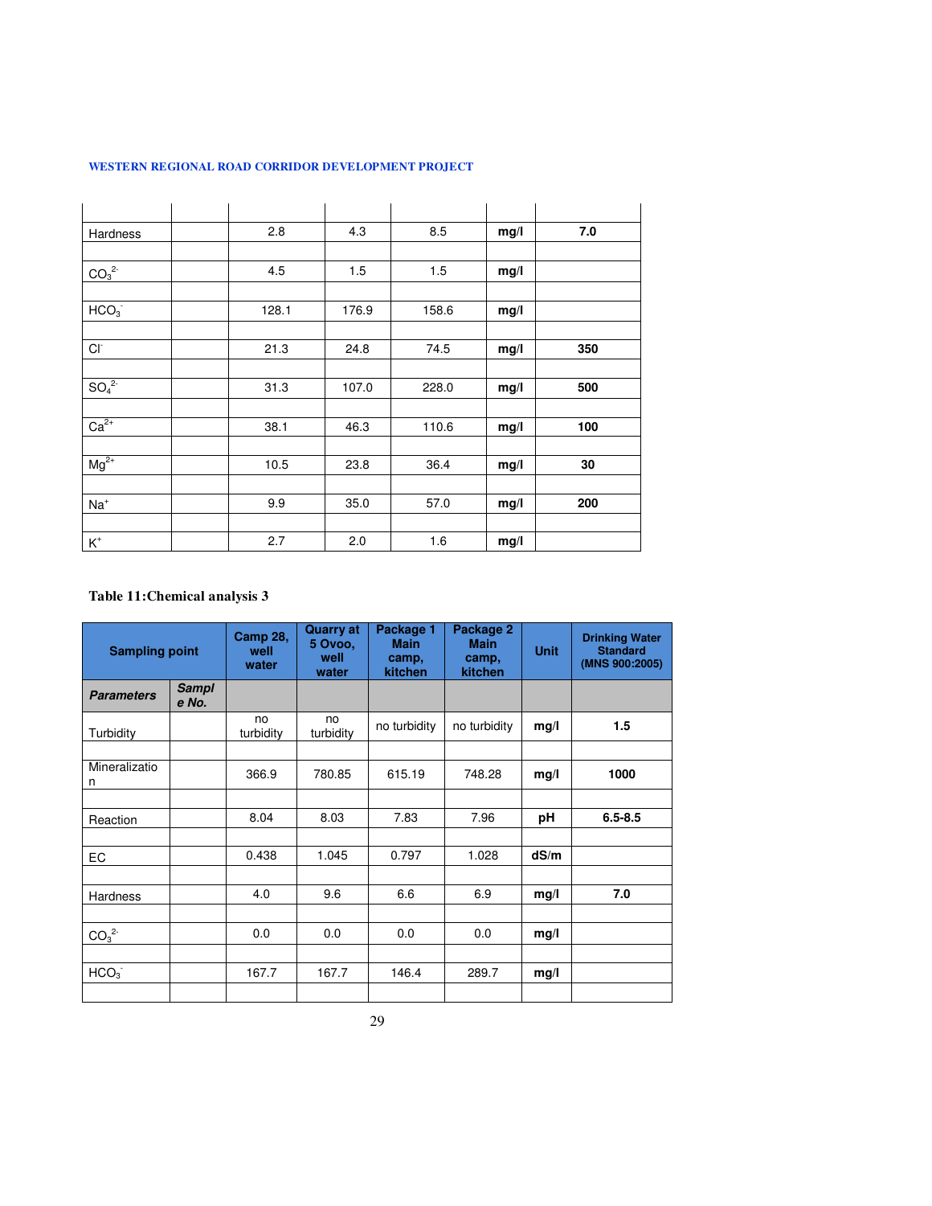| | | | | | | |
|---|---|---|---|---|---|---|
| Hardness | | 2.8 | 4.3 | 8.5 | **mg/l** | **7.0** |
| $CO_3^{2-}$ | | 4.5 | 1.5 | 1.5 | **mg/l** | |
| $HCO_3^-$ | | 128.1 | 176.9 | 158.6 | **mg/l** | |
| $Cl^-$ | | 21.3 | 24.8 | 74.5 | **mg/l** | **350** |
| $SO_4^{2-}$ | | 31.3 | 107.0 | 228.0 | **mg/l** | **500** |
| $Ca^{2+}$ | | 38.1 | 46.3 | 110.6 | **mg/l** | **100** |
| $Mg^{2+}$ | | 10.5 | 23.8 | 36.4 | **mg/l** | **30** |
| $Na^+$ | | 9.9 | 35.0 | 57.0 | **mg/l** | **200** |
| $K^+$ | | 2.7 | 2.0 | 1.6 | **mg/l** | |

**Table 11:Chemical analysis 3**

| **Sampling point** | | **Camp 28, well water** | **Quarry at 5 Ovoo, well water** | **Package 1 Main camp, kitchen** | **Package 2 Main camp, kitchen** | **Unit** | **Drinking Water Standard (MNS 900:2005)** |
|---|---|---|---|---|---|---|---|
| ***Parameters*** | ***Sample No.*** | | | | | | |
| Turbidity | | no turbidity | no turbidity | no turbidity | no turbidity | **mg/l** | **1.5** |
| Mineralization | | 366.9 | 780.85 | 615.19 | 748.28 | **mg/l** | **1000** |
| Reaction | | 8.04 | 8.03 | 7.83 | 7.96 | **pH** | **6.5-8.5** |
| EC | | 0.438 | 1.045 | 0.797 | 1.028 | **dS/m** | |
| Hardness | | 4.0 | 9.6 | 6.6 | 6.9 | **mg/l** | **7.0** |
| $CO_3^{2-}$ | | 0.0 | 0.0 | 0.0 | 0.0 | **mg/l** | |
| $HCO_3^-$ | | 167.7 | 167.7 | 146.4 | 289.7 | **mg/l** | |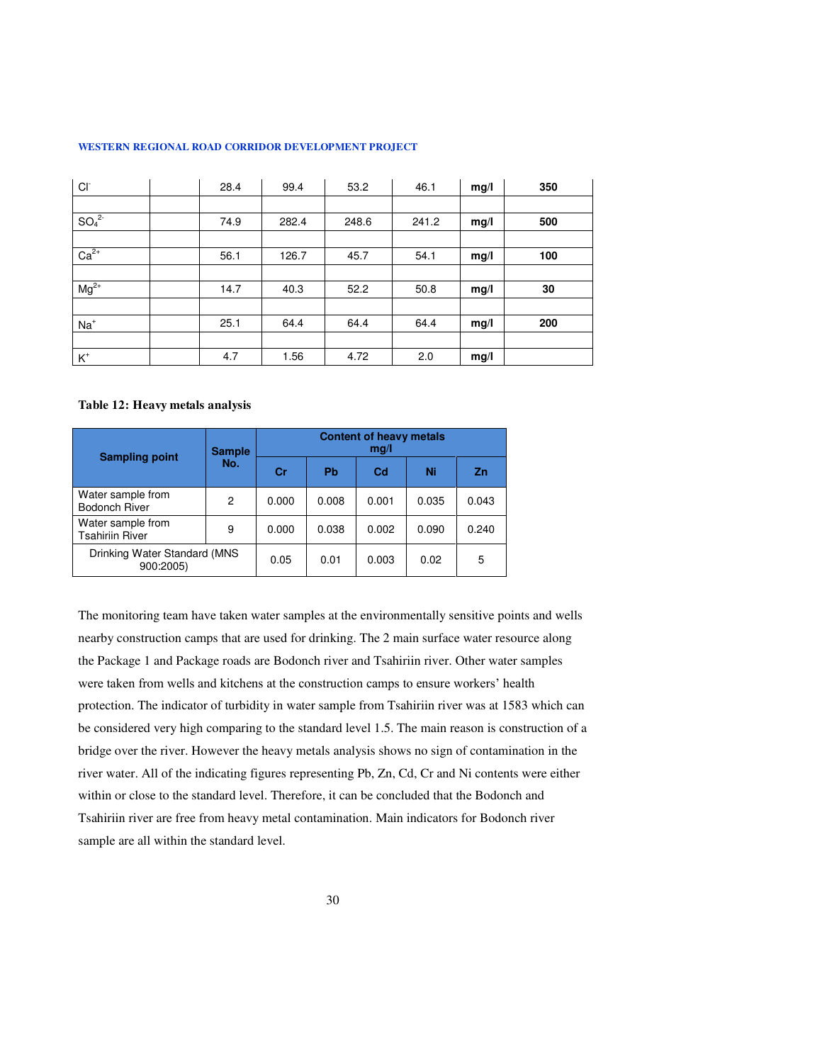| $Cl^-$ | | 28.4 | 99.4 | 53.2 | 46.1 | **mg/l** | **350** |
|---|---|---|---|---|---|---|---|
| | | | | | | | |
| $SO_4^{2-}$ | | 74.9 | 282.4 | 248.6 | 241.2 | **mg/l** | **500** |
| | | | | | | | |
| $Ca^{2+}$ | | 56.1 | 126.7 | 45.7 | 54.1 | **mg/l** | **100** |
| | | | | | | | |
| $Mg^{2+}$ | | 14.7 | 40.3 | 52.2 | 50.8 | **mg/l** | **30** |
| | | | | | | | |
| $Na^+$ | | 25.1 | 64.4 | 64.4 | 64.4 | **mg/l** | **200** |
| | | | | | | | |
| $K^+$ | | 4.7 | 1.56 | 4.72 | 2.0 | **mg/l** | |

**Table 12: Heavy metals analysis**

| Sampling point | Sample No. | Content of heavy metals mg/l | | | | |
|---|---|---|---|---|---|---|
| | | Cr | Pb | Cd | Ni | Zn |
| Water sample from Bodonch River | 2 | 0.000 | 0.008 | 0.001 | 0.035 | 0.043 |
| Water sample from Tsahiriin River | 9 | 0.000 | 0.038 | 0.002 | 0.090 | 0.240 |
| Drinking Water Standard (MNS 900:2005) | | 0.05 | 0.01 | 0.003 | 0.02 | 5 |

The monitoring team have taken water samples at the environmentally sensitive points and wells nearby construction camps that are used for drinking. The 2 main surface water resource along the Package 1 and Package roads are Bodonch river and Tsahiriin river. Other water samples were taken from wells and kitchens at the construction camps to ensure workers' health protection. The indicator of turbidity in water sample from Tsahiriin river was at 1583 which can be considered very high comparing to the standard level 1.5. The main reason is construction of a bridge over the river. However the heavy metals analysis shows no sign of contamination in the river water. All of the indicating figures representing Pb, Zn, Cd, Cr and Ni contents were either within or close to the standard level. Therefore, it can be concluded that the Bodonch and Tsahiriin river are free from heavy metal contamination. Main indicators for Bodonch river sample are all within the standard level.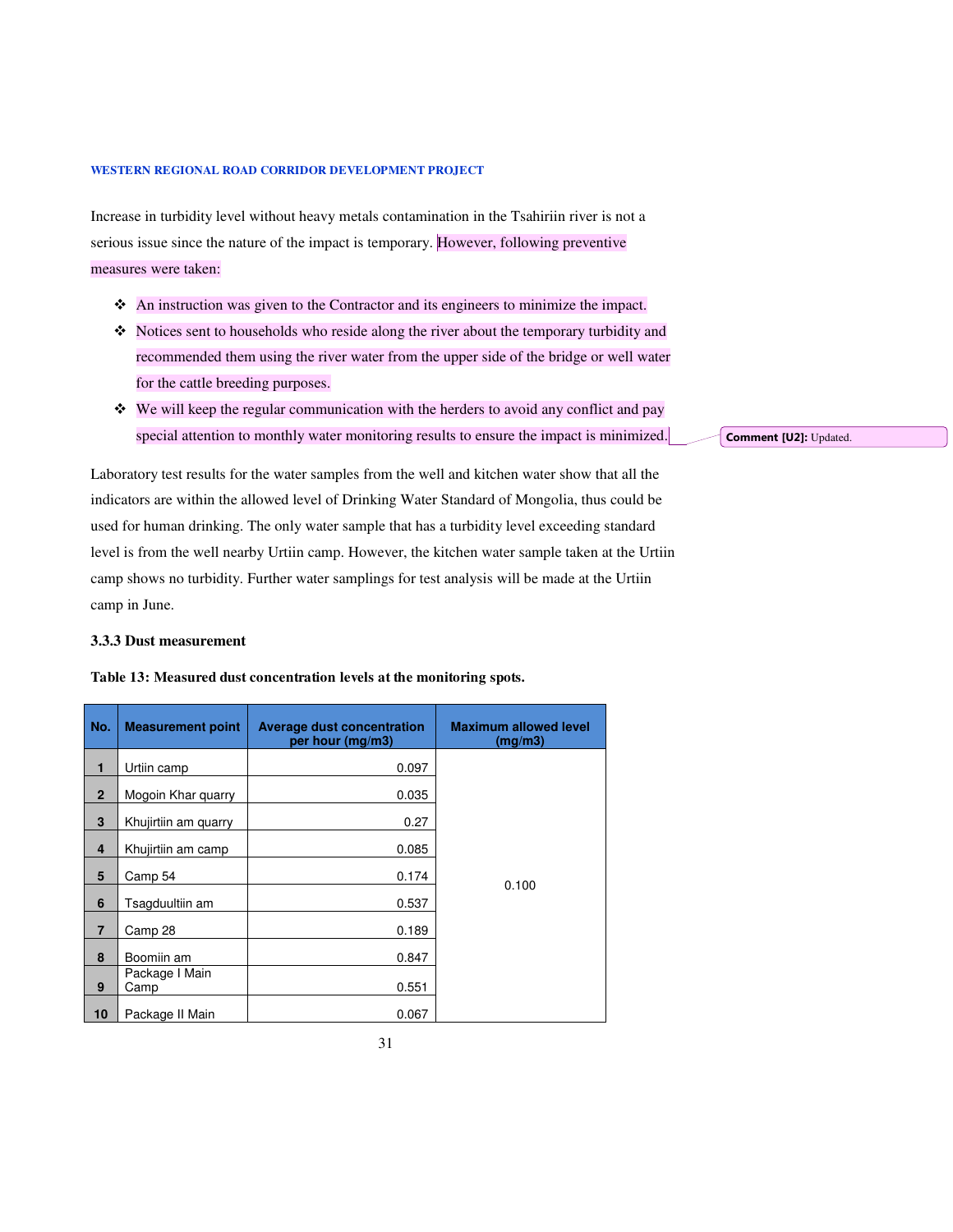Increase in turbidity level without heavy metals contamination in the Tsahiriin river is not a serious issue since the nature of the impact is temporary. However, following preventive measures were taken:

- An instruction was given to the Contractor and its engineers to minimize the impact.
- Notices sent to households who reside along the river about the temporary turbidity and recommended them using the river water from the upper side of the bridge or well water for the cattle breeding purposes.
- We will keep the regular communication with the herders to avoid any conflict and pay special attention to monthly water monitoring results to ensure the impact is minimized.

Comment [U2]: Updated.

Laboratory test results for the water samples from the well and kitchen water show that all the indicators are within the allowed level of Drinking Water Standard of Mongolia, thus could be used for human drinking. The only water sample that has a turbidity level exceeding standard level is from the well nearby Urtiin camp. However, the kitchen water sample taken at the Urtiin camp shows no turbidity. Further water samplings for test analysis will be made at the Urtiin camp in June.

### 3.3.3 Dust measurement

**Table 13: Measured dust concentration levels at the monitoring spots.**

| No. | Measurement point | Average dust concentration per hour (mg/m3) | Maximum allowed level (mg/m3) |
|---|---|---|---|
| 1 | Urtiin camp | 0.097 | 0.100 |
| 2 | Mogoin Khar quarry | 0.035 | |
| 3 | Khujirtiin am quarry | 0.27 | |
| 4 | Khujirtiin am camp | 0.085 | |
| 5 | Camp 54 | 0.174 | |
| 6 | Tsagduultiin am | 0.537 | |
| 7 | Camp 28 | 0.189 | |
| 8 | Boomiin am | 0.847 | |
| 9 | Package I Main Camp | 0.551 | |
| 10 | Package II Main | 0.067 | |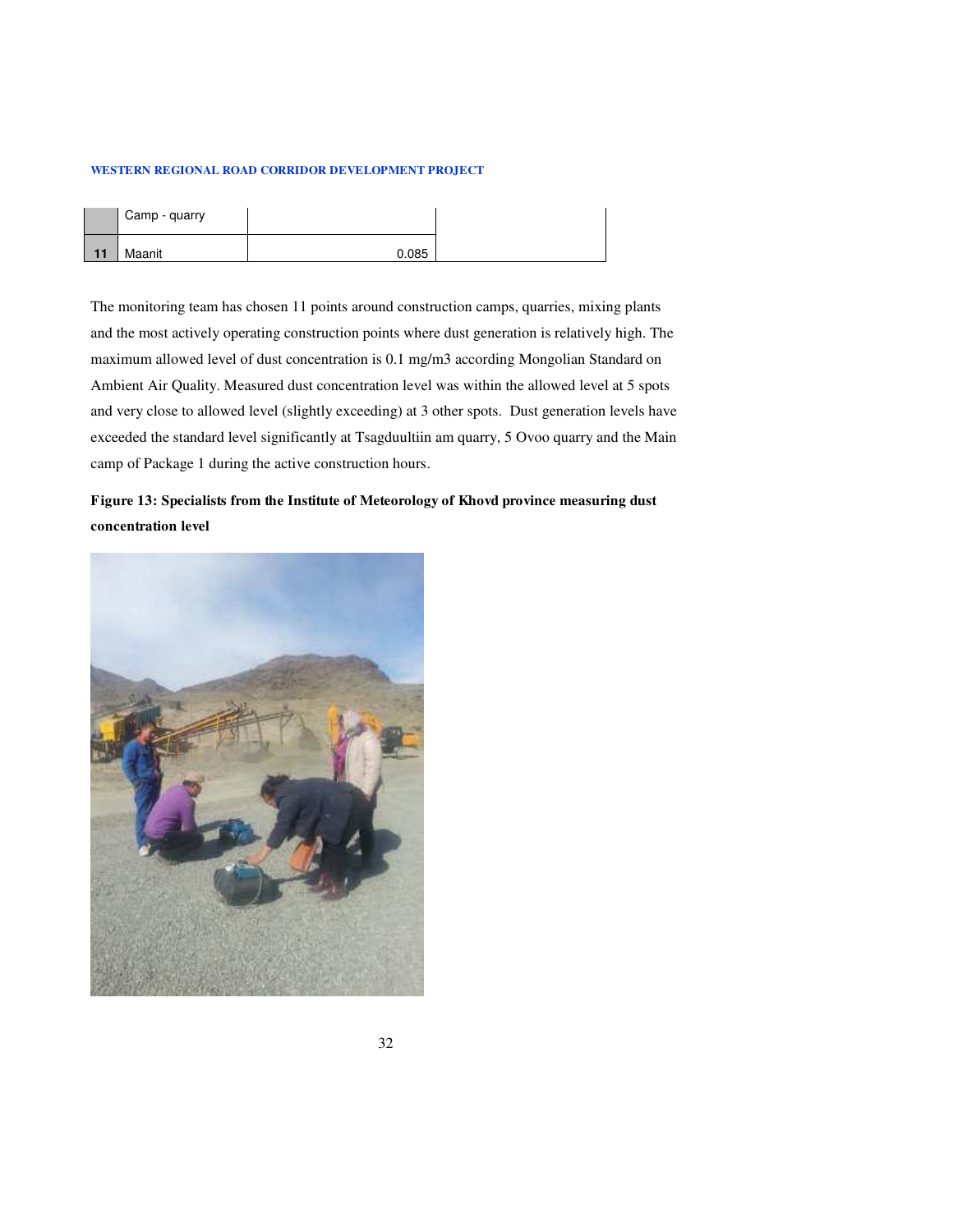|  | Camp - quarry |  |  |
|---|---|---|---|
| 11 | Maanit | 0.085 |  |

The monitoring team has chosen 11 points around construction camps, quarries, mixing plants and the most actively operating construction points where dust generation is relatively high. The maximum allowed level of dust concentration is 0.1 mg/m3 according Mongolian Standard on Ambient Air Quality. Measured dust concentration level was within the allowed level at 5 spots and very close to allowed level (slightly exceeding) at 3 other spots. Dust generation levels have exceeded the standard level significantly at Tsagduultiin am quarry, 5 Ovoo quarry and the Main camp of Package 1 during the active construction hours.

**Figure 13: Specialists from the Institute of Meteorology of Khovd province measuring dust concentration level**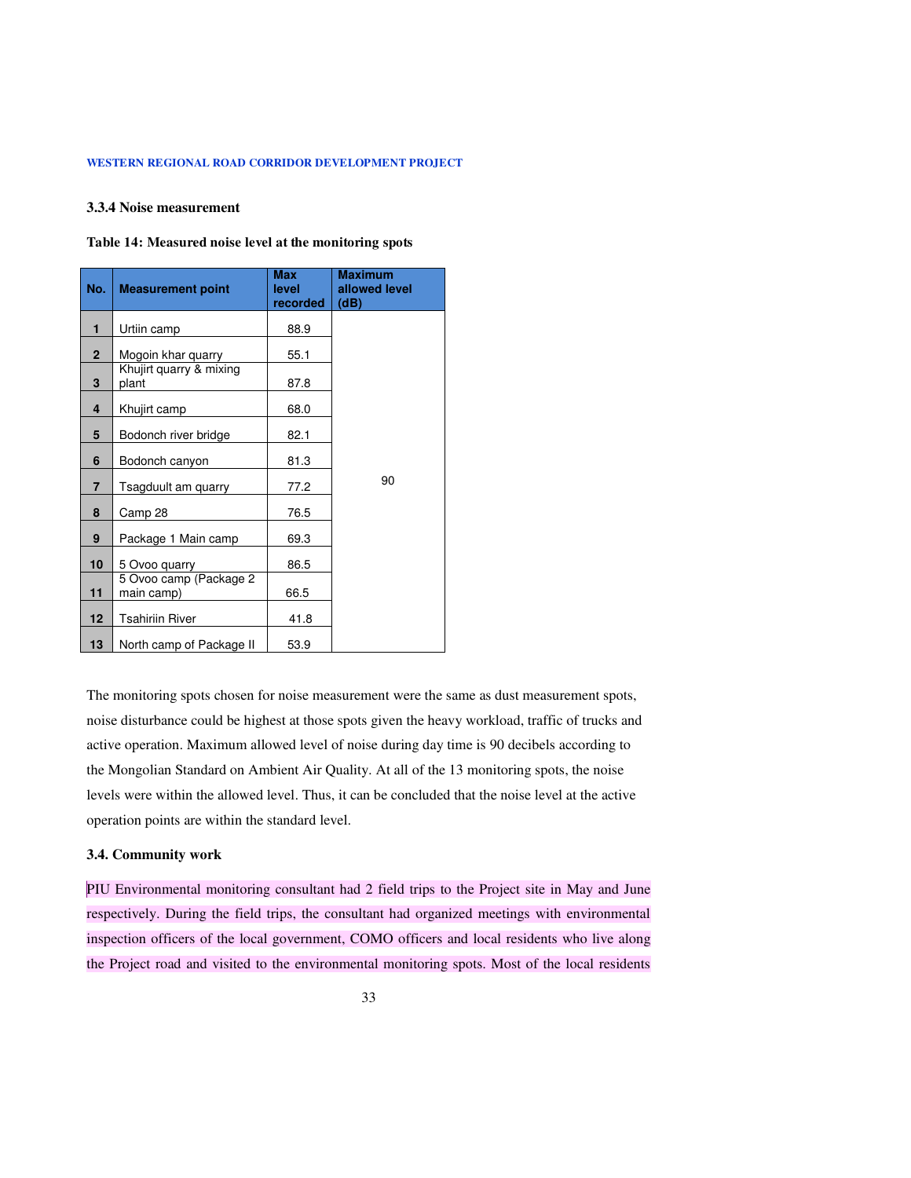### 3.3.4 Noise measurement

**Table 14: Measured noise level at the monitoring spots**

| No. | Measurement point | Max level recorded | Maximum allowed level (dB) |
|---|---|---|---|
| 1 | Urtiin camp | 88.9 | 90 |
| 2 | Mogoin khar quarry | 55.1 | |
| 3 | Khujirt quarry & mixing plant | 87.8 | |
| 4 | Khujirt camp | 68.0 | |
| 5 | Bodonch river bridge | 82.1 | |
| 6 | Bodonch canyon | 81.3 | |
| 7 | Tsagduult am quarry | 77.2 | |
| 8 | Camp 28 | 76.5 | |
| 9 | Package 1 Main camp | 69.3 | |
| 10 | 5 Ovoo quarry | 86.5 | |
| 11 | 5 Ovoo camp (Package 2 main camp) | 66.5 | |
| 12 | Tsahiriin River | 41.8 | |
| 13 | North camp of Package II | 53.9 | |

The monitoring spots chosen for noise measurement were the same as dust measurement spots, noise disturbance could be highest at those spots given the heavy workload, traffic of trucks and active operation. Maximum allowed level of noise during day time is 90 decibels according to the Mongolian Standard on Ambient Air Quality. At all of the 13 monitoring spots, the noise levels were within the allowed level. Thus, it can be concluded that the noise level at the active operation points are within the standard level.

### 3.4. Community work

PIU Environmental monitoring consultant had 2 field trips to the Project site in May and June respectively. During the field trips, the consultant had organized meetings with environmental inspection officers of the local government, COMO officers and local residents who live along the Project road and visited to the environmental monitoring spots. Most of the local residents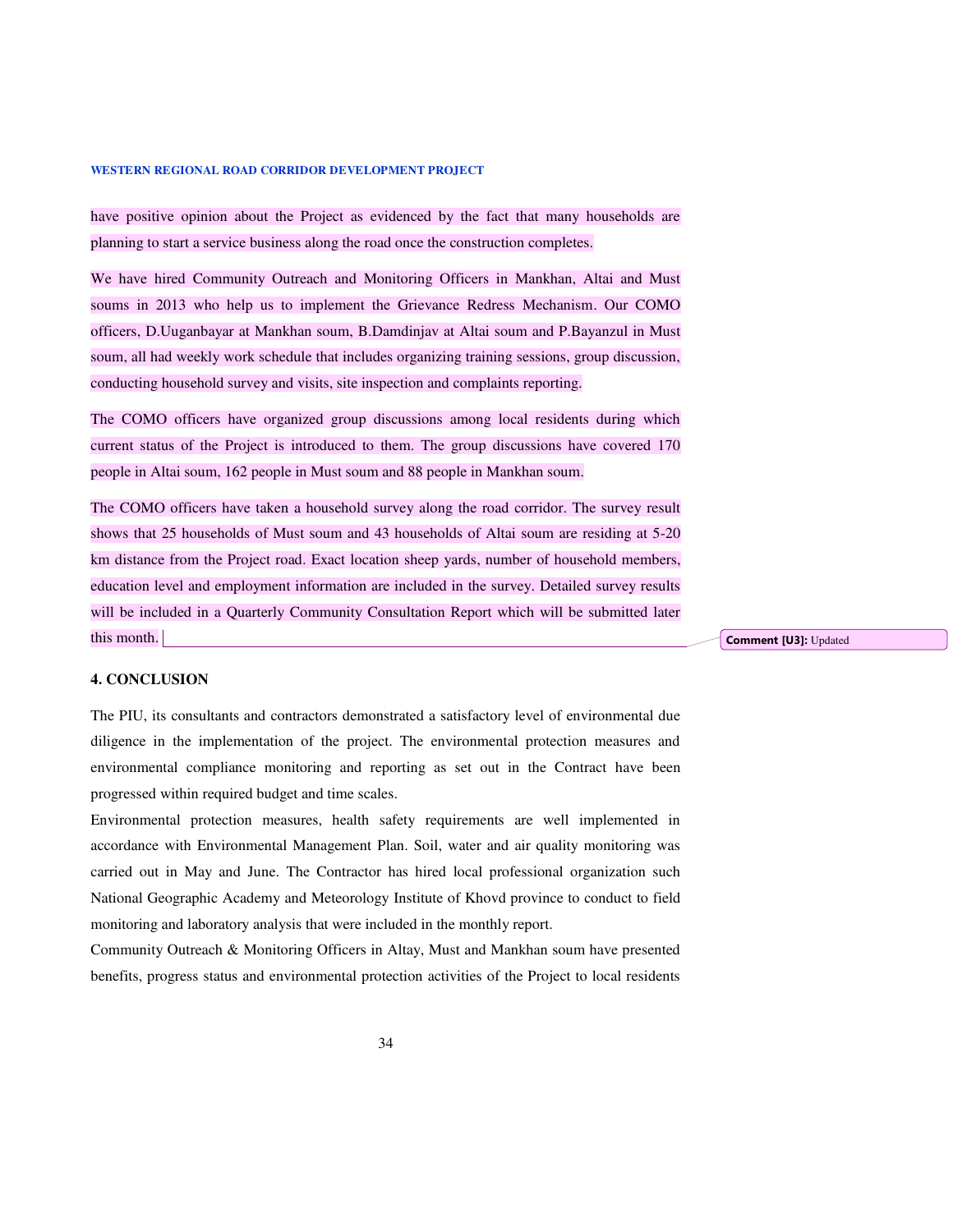have positive opinion about the Project as evidenced by the fact that many households are planning to start a service business along the road once the construction completes.

We have hired Community Outreach and Monitoring Officers in Mankhan, Altai and Must soums in 2013 who help us to implement the Grievance Redress Mechanism. Our COMO officers, D.Uuganbayar at Mankhan soum, B.Damdinjav at Altai soum and P.Bayanzul in Must soum, all had weekly work schedule that includes organizing training sessions, group discussion, conducting household survey and visits, site inspection and complaints reporting.

The COMO officers have organized group discussions among local residents during which current status of the Project is introduced to them. The group discussions have covered 170 people in Altai soum, 162 people in Must soum and 88 people in Mankhan soum.

The COMO officers have taken a household survey along the road corridor. The survey result shows that 25 households of Must soum and 43 households of Altai soum are residing at 5-20 km distance from the Project road. Exact location sheep yards, number of household members, education level and employment information are included in the survey. Detailed survey results will be included in a Quarterly Community Consultation Report which will be submitted later this month.

Comment [U3]: Updated

## 4. CONCLUSION

The PIU, its consultants and contractors demonstrated a satisfactory level of environmental due diligence in the implementation of the project. The environmental protection measures and environmental compliance monitoring and reporting as set out in the Contract have been progressed within required budget and time scales.

Environmental protection measures, health safety requirements are well implemented in accordance with Environmental Management Plan. Soil, water and air quality monitoring was carried out in May and June. The Contractor has hired local professional organization such National Geographic Academy and Meteorology Institute of Khovd province to conduct to field monitoring and laboratory analysis that were included in the monthly report.

Community Outreach & Monitoring Officers in Altay, Must and Mankhan soum have presented benefits, progress status and environmental protection activities of the Project to local residents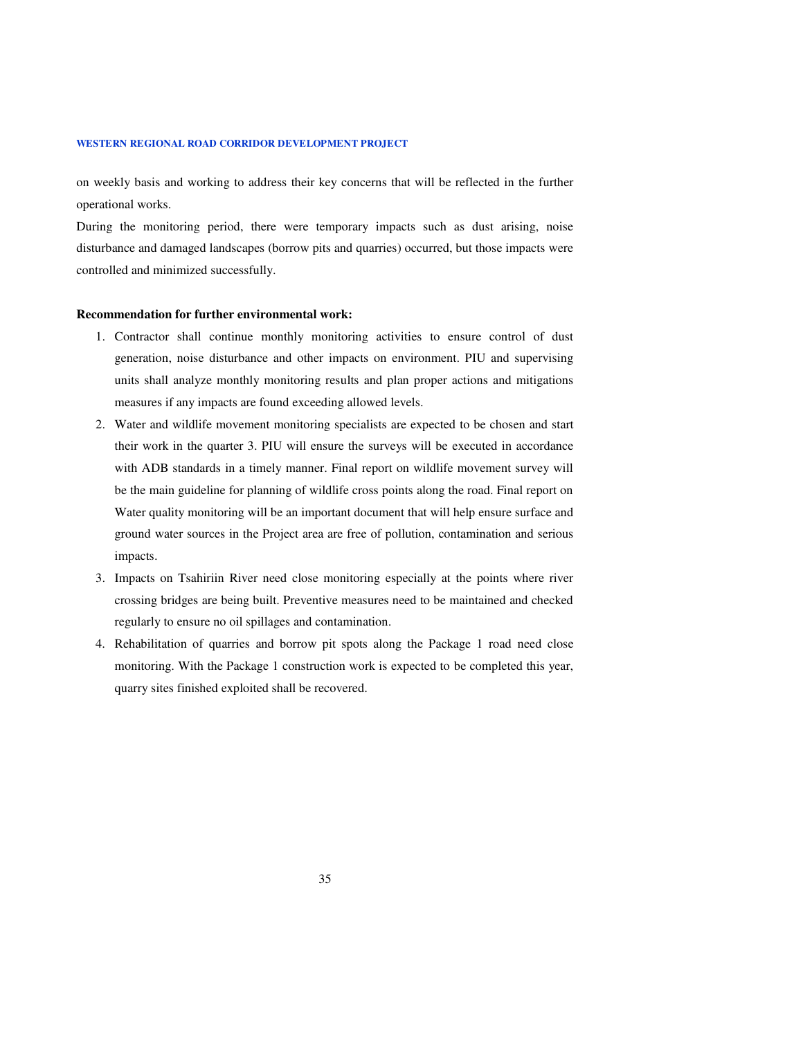on weekly basis and working to address their key concerns that will be reflected in the further operational works.

During the monitoring period, there were temporary impacts such as dust arising, noise disturbance and damaged landscapes (borrow pits and quarries) occurred, but those impacts were controlled and minimized successfully.

**Recommendation for further environmental work:**

1. Contractor shall continue monthly monitoring activities to ensure control of dust generation, noise disturbance and other impacts on environment. PIU and supervising units shall analyze monthly monitoring results and plan proper actions and mitigations measures if any impacts are found exceeding allowed levels.
2. Water and wildlife movement monitoring specialists are expected to be chosen and start their work in the quarter 3. PIU will ensure the surveys will be executed in accordance with ADB standards in a timely manner. Final report on wildlife movement survey will be the main guideline for planning of wildlife cross points along the road. Final report on Water quality monitoring will be an important document that will help ensure surface and ground water sources in the Project area are free of pollution, contamination and serious impacts.
3. Impacts on Tsahiriin River need close monitoring especially at the points where river crossing bridges are being built. Preventive measures need to be maintained and checked regularly to ensure no oil spillages and contamination.
4. Rehabilitation of quarries and borrow pit spots along the Package 1 road need close monitoring. With the Package 1 construction work is expected to be completed this year, quarry sites finished exploited shall be recovered.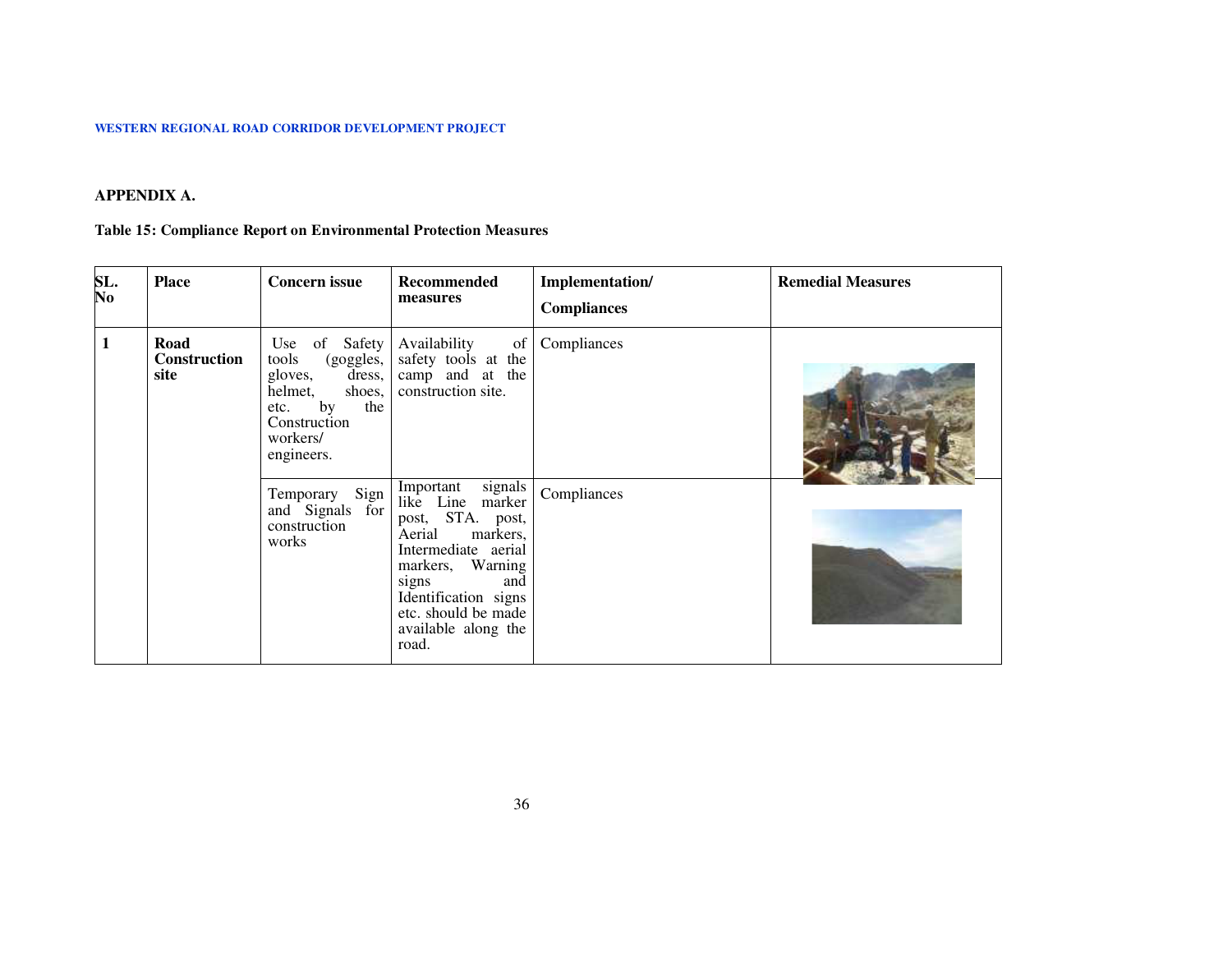**APPENDIX A.**

**Table 15: Compliance Report on Environmental Protection Measures**

| SL. No | Place | Concern issue | Recommended measures | Implementation/ Compliances | Remedial Measures |
|---|---|---|---|---|---|
| **1** | **Road Construction site** | Use of Safety tools (goggles, gloves, dress, helmet, shoes, etc. by the Construction workers/ engineers. | Availability of safety tools at the camp and at the construction site. | Compliances | |
| | | Temporary Sign and Signals for construction works | Important signals like Line marker post, STA. post, Aerial markers, Intermediate aerial markers, Warning signs and Identification signs etc. should be made available along the road. | Compliances | |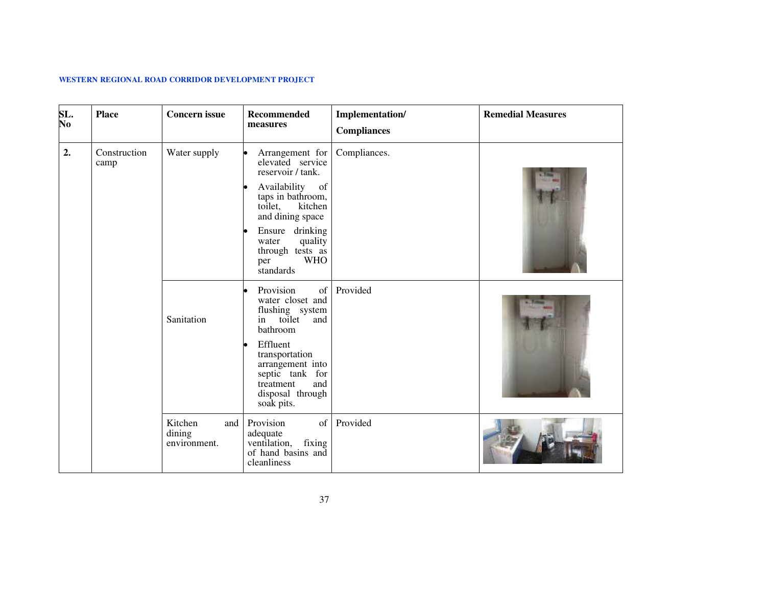| SL. No | Place | Concern issue | Recommended measures | Implementation/ Compliances | Remedial Measures |
|---|---|---|---|---|---|
| 2. | Construction camp | Water supply | • Arrangement for elevated service reservoir / tank. • Availability of taps in bathroom, toilet, kitchen and dining space • Ensure drinking water quality through tests as per WHO standards | Compliances. | |
| | | Sanitation | • Provision of water closet and flushing system in toilet and bathroom • Effluent transportation arrangement into septic tank for treatment and disposal through soak pits. | Provided | |
| | | Kitchen and dining environment. | Provision of adequate ventilation, fixing of hand basins and cleanliness | Provided | |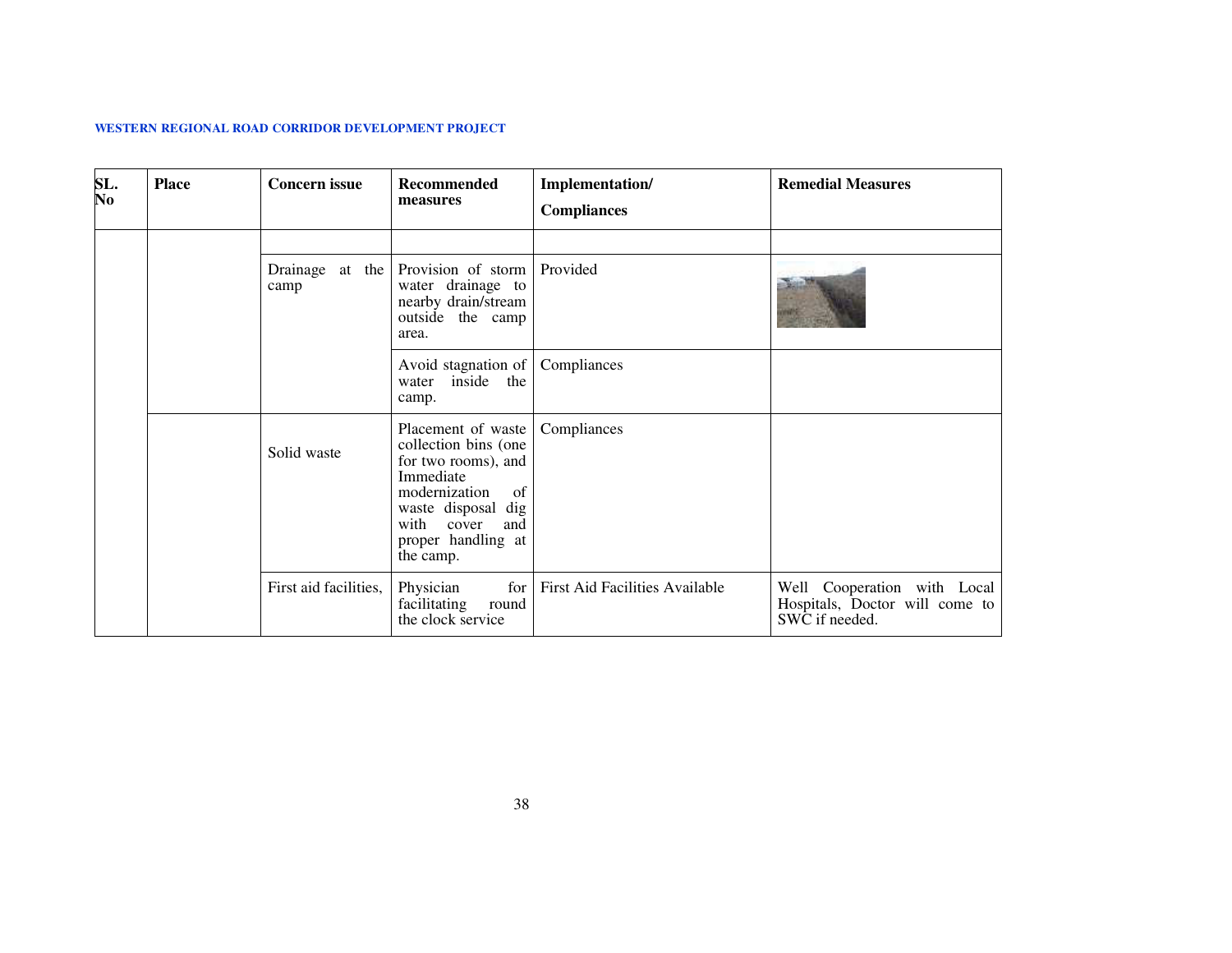| SL. No | Place | Concern issue | Recommended measures | Implementation/ Compliances | Remedial Measures |
|---|---|---|---|---|---|
| | | | | | |
| | | Drainage at the camp | Provision of storm water drainage to nearby drain/stream outside the camp area. | Provided | |
| | | | Avoid stagnation of water inside the camp. | Compliances | |
| | | Solid waste | Placement of waste collection bins (one for two rooms), and Immediate modernization of waste disposal dig with cover and proper handling at the camp. | Compliances | |
| | | First aid facilities, | Physician for facilitating round the clock service | First Aid Facilities Available | Well Cooperation with Local Hospitals, Doctor will come to SWC if needed. |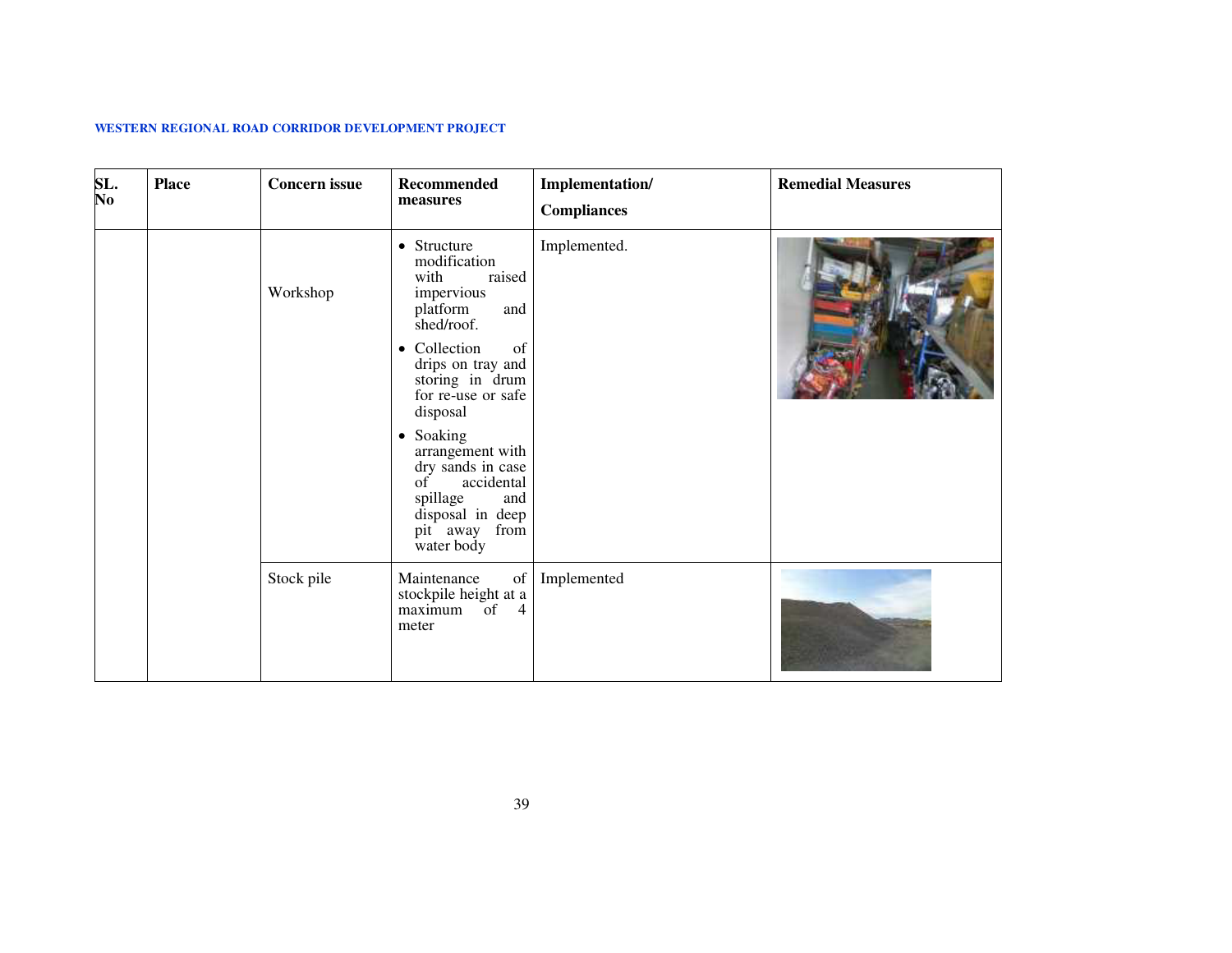| SL. No | Place | Concern issue | Recommended measures | Implementation/ Compliances | Remedial Measures |
|---|---|---|---|---|---|
| | | Workshop | • Structure modification with raised impervious platform and shed/roof. • Collection of drips on tray and storing in drum for re-use or safe disposal • Soaking arrangement with dry sands in case of accidental spillage and disposal in deep pit away from water body | Implemented. | |
| | | Stock pile | Maintenance of stockpile height at a maximum of 4 meter | Implemented | |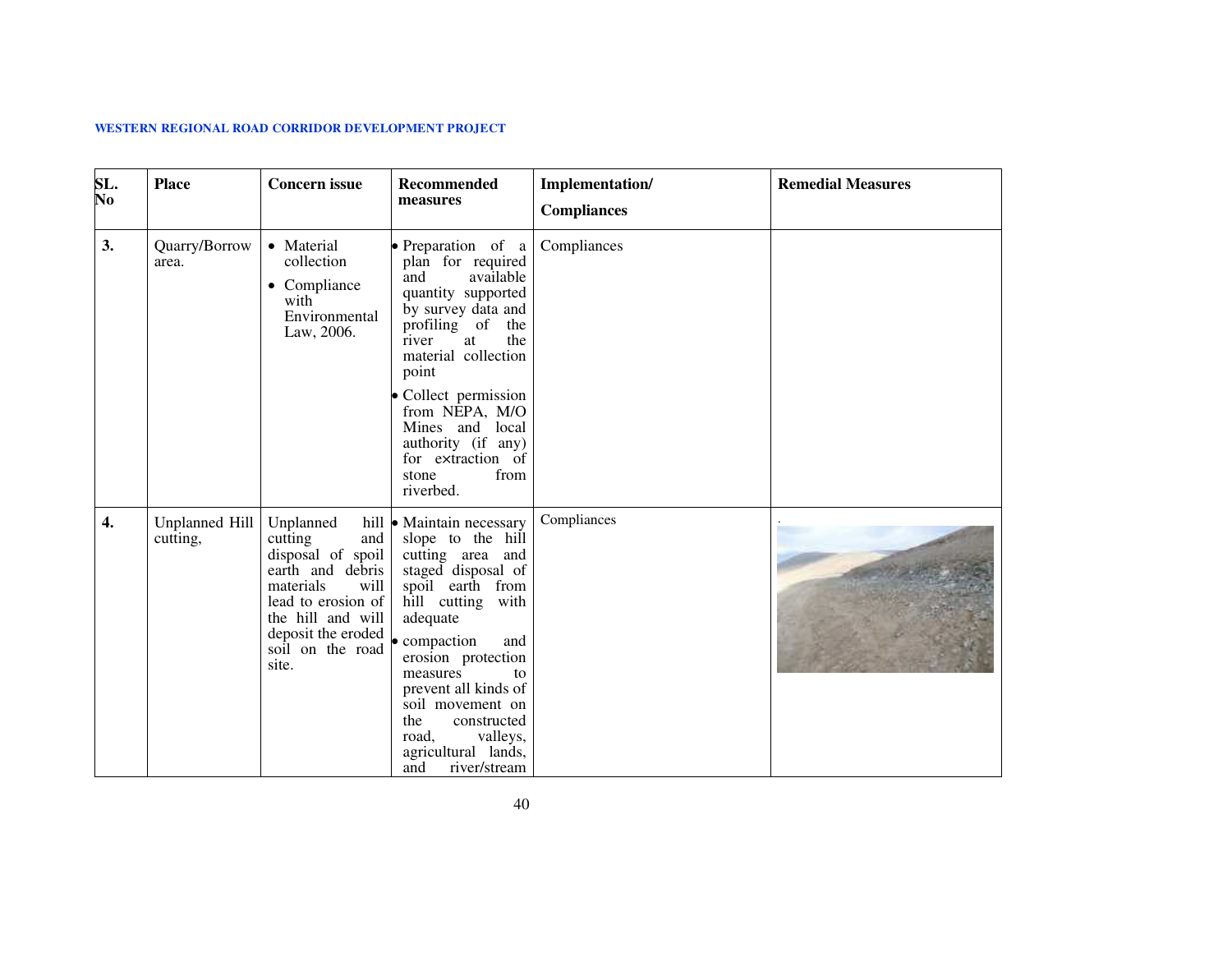| SL. No | Place | Concern issue | Recommended measures | Implementation/ Compliances | Remedial Measures |
|---|---|---|---|---|---|
| **3.** | Quarry/Borrow area. | • Material collection<br>• Compliance with Environmental Law, 2006. | • Preparation of a plan for required and available quantity supported by survey data and profiling of the river at the material collection point<br>• Collect permission from NEPA, M/O Mines and local authority (if any) for extraction of stone from riverbed. | Compliances | |
| **4.** | Unplanned Hill cutting, | Unplanned hill cutting and disposal of spoil earth and debris materials will lead to erosion of the hill and will deposit the eroded soil on the road site. | • Maintain necessary slope to the hill cutting area and staged disposal of spoil earth from hill cutting with adequate<br>• compaction and erosion protection measures to prevent all kinds of soil movement on the constructed road, valleys, agricultural lands, and river/stream | Compliances | . |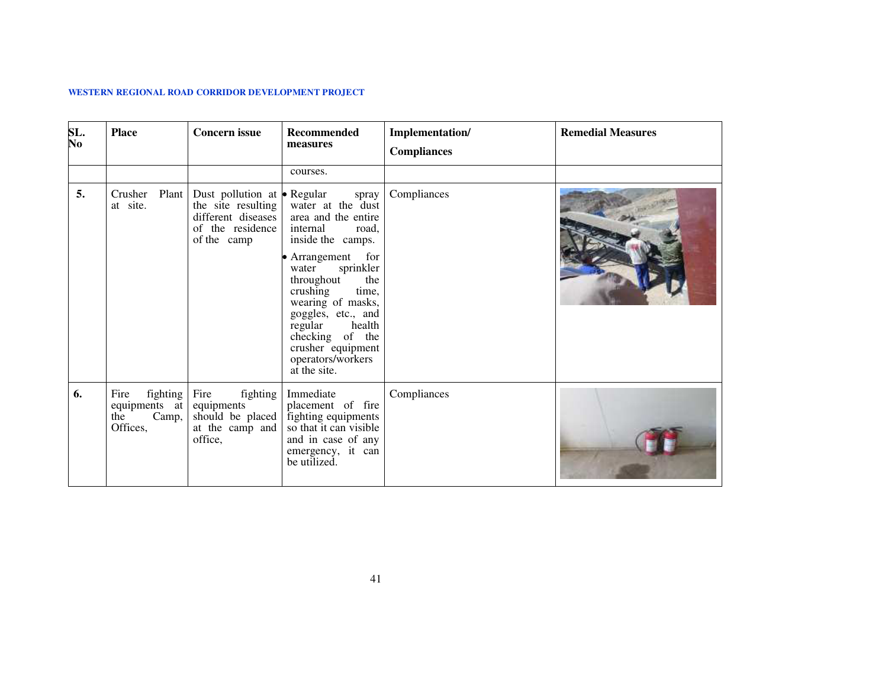| SL. No | Place | Concern issue | Recommended measures | Implementation/ Compliances | Remedial Measures |
|---|---|---|---|---|---|
| | | | courses. | | |
| **5.** | Crusher Plant at site. | Dust pollution at the site resulting different diseases of the residence of the camp | • Regular spray water at the dust area and the entire internal road, inside the camps.<br>• Arrangement for water sprinkler throughout the crushing time, wearing of masks, goggles, etc., and regular health checking of the crusher equipment operators/workers at the site. | Compliances | |
| **6.** | Fire fighting equipments at the Camp, Offices, | Fire fighting equipments should be placed at the camp and office, | Immediate placement of fire fighting equipments so that it can visible and in case of any emergency, it can be utilized. | Compliances | |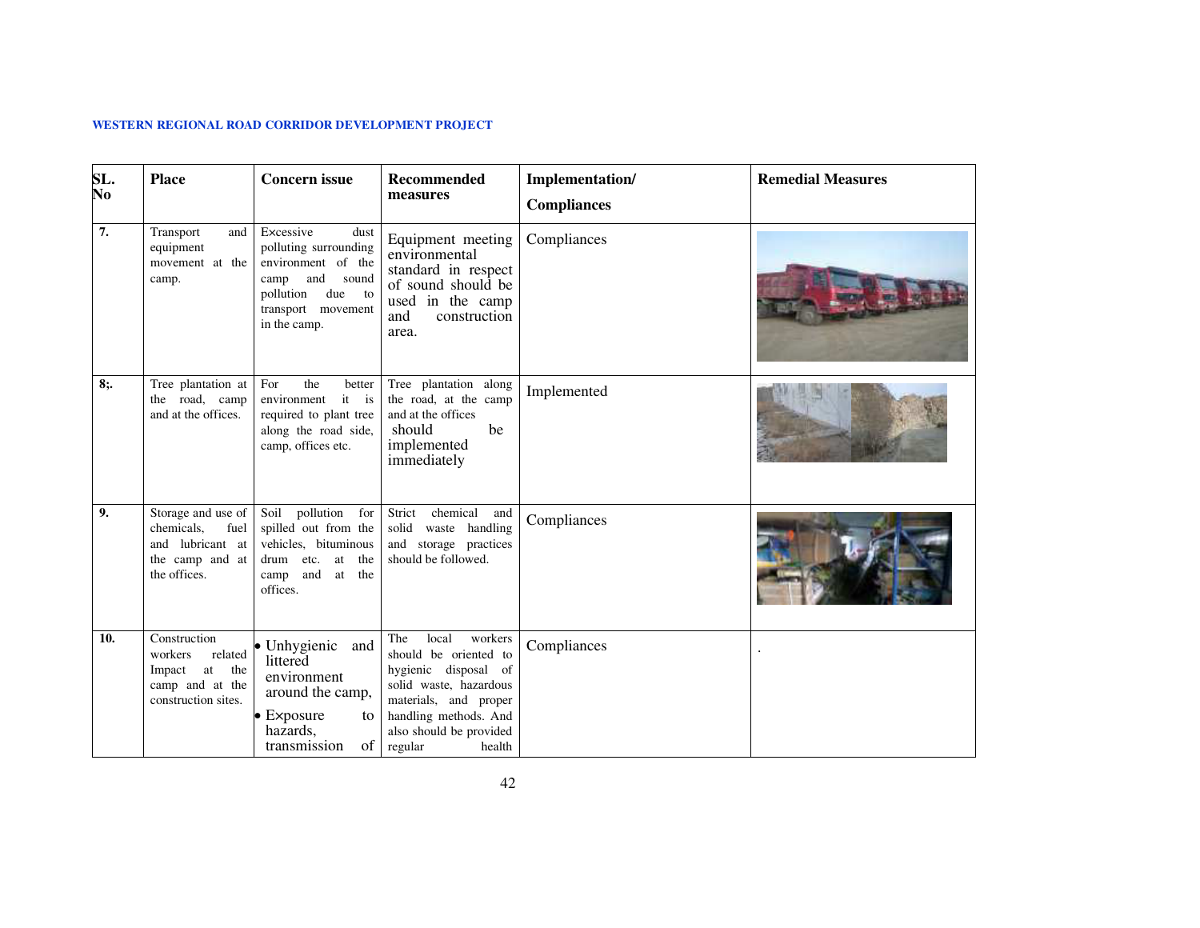**WESTERN REGIONAL ROAD CORRIDOR DEVELOPMENT PROJECT**

| SL. No | Place | Concern issue | Recommended measures | Implementation/ Compliances | Remedial Measures |
|---|---|---|---|---|---|
| 7. | Transport and equipment movement at the camp. | Excessive dust polluting surrounding environment of the camp and sound pollution due to transport movement in the camp. | Equipment meeting environmental standard in respect of sound should be used in the camp and construction area. | Compliances | |
| 8;. | Tree plantation at the road, camp and at the offices. | For the better environment it is required to plant tree along the road side, camp, offices etc. | Tree plantation along the road, at the camp and at the offices should be implemented immediately | Implemented | |
| 9. | Storage and use of chemicals, fuel and lubricant at the camp and at the offices. | Soil pollution for spilled out from the vehicles, bituminous drum etc. at the camp and at the offices. | Strict chemical and solid waste handling and storage practices should be followed. | Compliances | |
| 10. | Construction workers related Impact at the camp and at the construction sites. | • Unhygienic and littered environment around the camp,<br>• Exposure to hazards, transmission of | The local workers should be oriented to hygienic disposal of solid waste, hazardous materials, and proper handling methods. And also should be provided regular health | Compliances | . |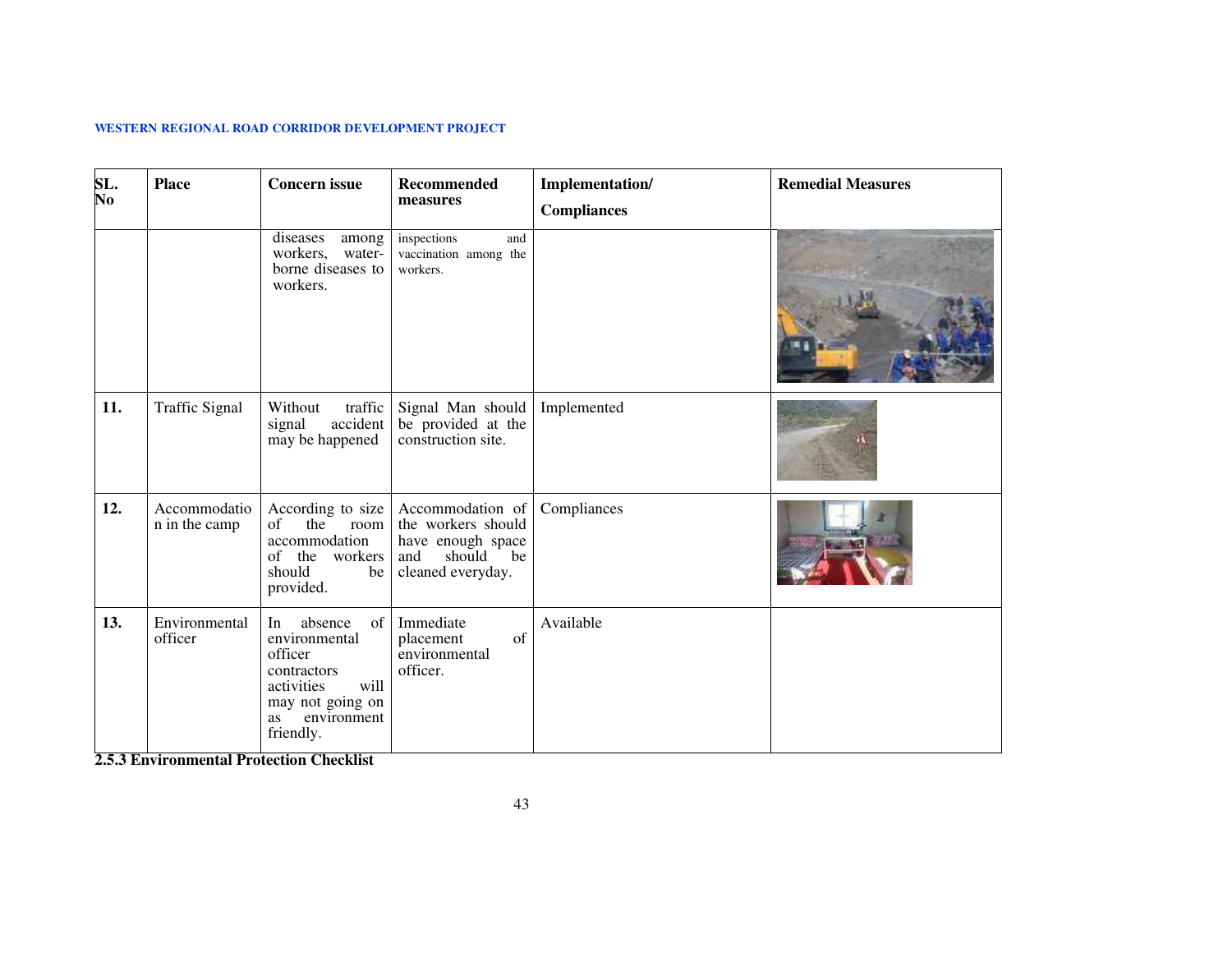| SL. No | Place | Concern issue | Recommended measures | Implementation/ Compliances | Remedial Measures |
|---|---|---|---|---|---|
| | | diseases among workers, water-borne diseases to workers. | inspections and vaccination among the workers. | | |
| **11.** | Traffic Signal | Without traffic signal accident may be happened | Signal Man should be provided at the construction site. | Implemented | |
| **12.** | Accommodation in the camp | According to size of the room accommodation of the workers should be provided. | Accommodation of the workers should have enough space and should be cleaned everyday. | Compliances | |
| **13.** | Environmental officer | In absence of environmental officer contractors activities will may not going on as environment friendly. | Immediate placement of environmental officer. | Available | |

### 2.5.3 Environmental Protection Checklist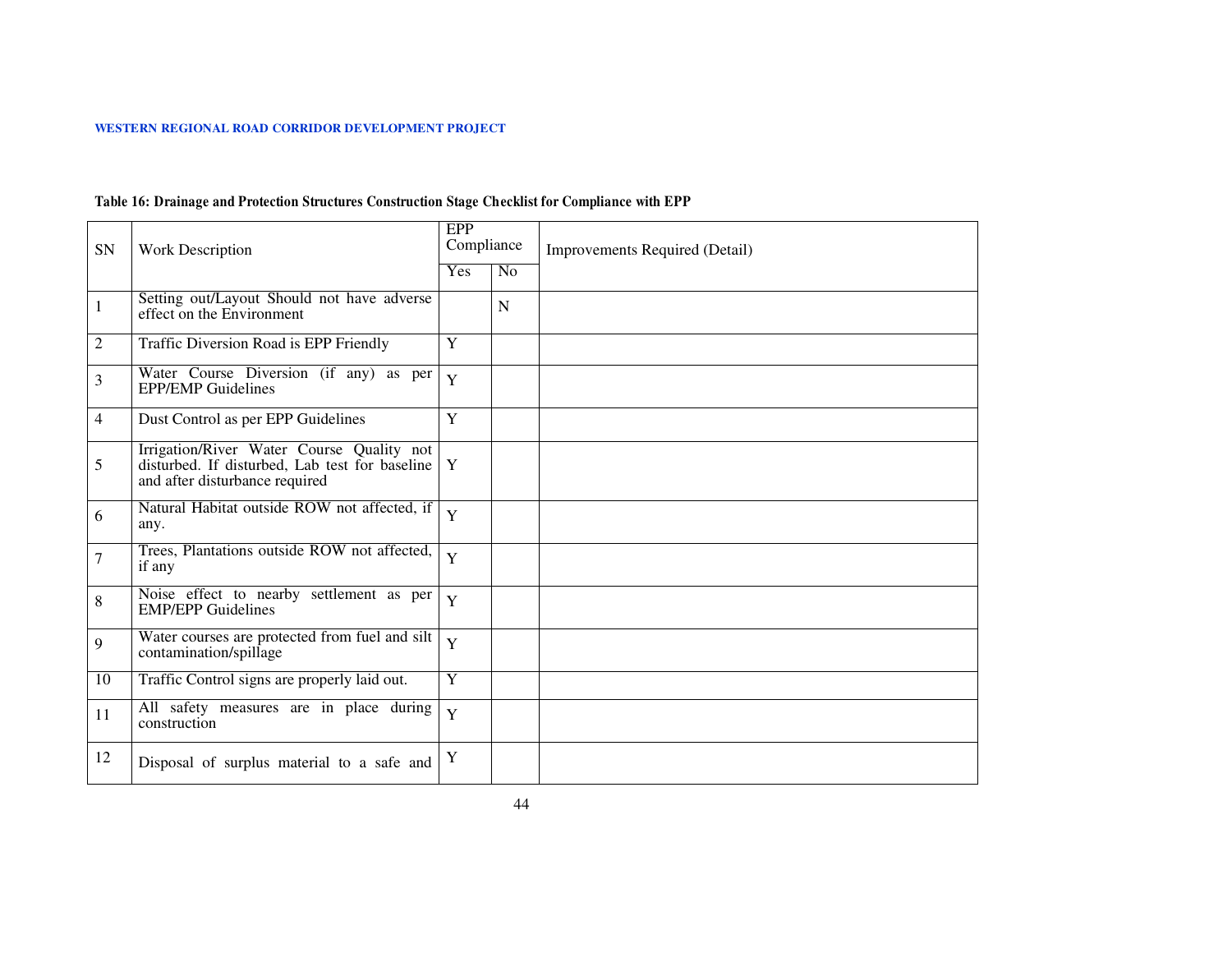**Table 16: Drainage and Protection Structures Construction Stage Checklist for Compliance with EPP**

| SN | Work Description | EPP Compliance | | Improvements Required (Detail) |
|---|---|---|---|---|
| | | Yes | No | |
| 1 | Setting out/Layout Should not have adverse effect on the Environment | | N | |
| 2 | Traffic Diversion Road is EPP Friendly | Y | | |
| 3 | Water Course Diversion (if any) as per EPP/EMP Guidelines | Y | | |
| 4 | Dust Control as per EPP Guidelines | Y | | |
| 5 | Irrigation/River Water Course Quality not disturbed. If disturbed, Lab test for baseline and after disturbance required | Y | | |
| 6 | Natural Habitat outside ROW not affected, if any. | Y | | |
| 7 | Trees, Plantations outside ROW not affected, if any | Y | | |
| 8 | Noise effect to nearby settlement as per EMP/EPP Guidelines | Y | | |
| 9 | Water courses are protected from fuel and silt contamination/spillage | Y | | |
| 10 | Traffic Control signs are properly laid out. | Y | | |
| 11 | All safety measures are in place during construction | Y | | |
| 12 | Disposal of surplus material to a safe and | Y | | |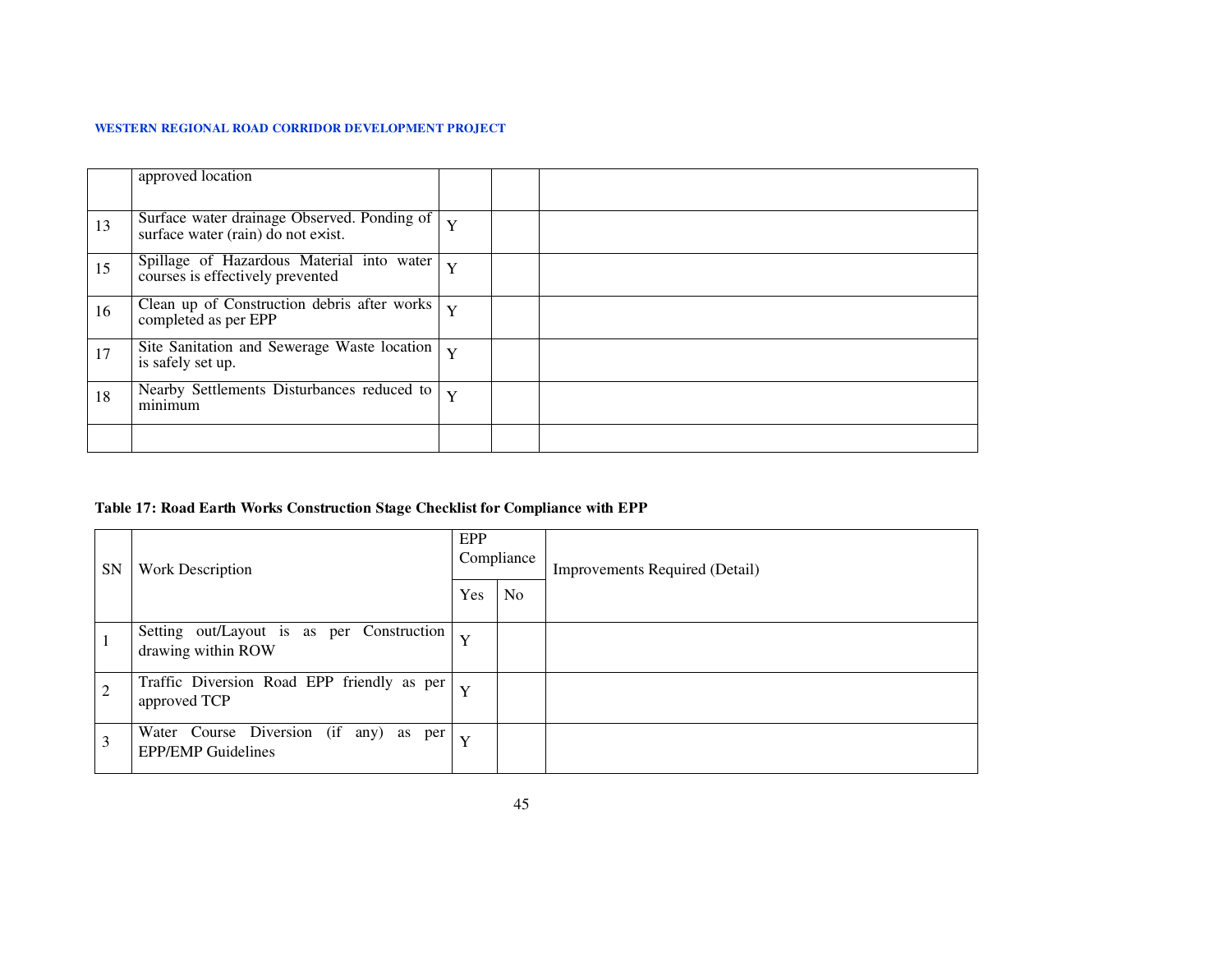| | | | | |
|---|---|---|---|---|
| | approved location | | | |
| 13 | Surface water drainage Observed. Ponding of surface water (rain) do not exist. | Y | | |
| 15 | Spillage of Hazardous Material into water courses is effectively prevented | Y | | |
| 16 | Clean up of Construction debris after works completed as per EPP | Y | | |
| 17 | Site Sanitation and Sewerage Waste location is safely set up. | Y | | |
| 18 | Nearby Settlements Disturbances reduced to minimum | Y | | |
| | | | | |

**Table 17: Road Earth Works Construction Stage Checklist for Compliance with EPP**

| SN | Work Description | EPP Compliance | | Improvements Required (Detail) |
|---|---|---|---|---|
| | | Yes | No | |
| 1 | Setting out/Layout is as per Construction drawing within ROW | Y | | |
| 2 | Traffic Diversion Road EPP friendly as per approved TCP | Y | | |
| 3 | Water Course Diversion (if any) as per EPP/EMP Guidelines | Y | | |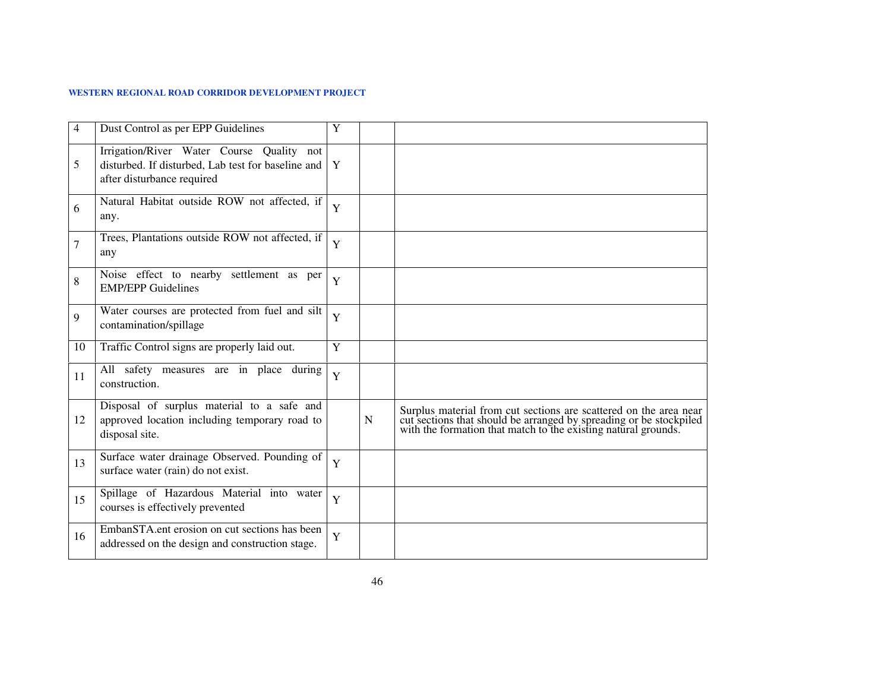| 4 | Dust Control as per EPP Guidelines | Y | | |
|---|---|---|---|---|
| 5 | Irrigation/River Water Course Quality not disturbed. If disturbed, Lab test for baseline and after disturbance required | Y | | |
| 6 | Natural Habitat outside ROW not affected, if any. | Y | | |
| 7 | Trees, Plantations outside ROW not affected, if any | Y | | |
| 8 | Noise effect to nearby settlement as per EMP/EPP Guidelines | Y | | |
| 9 | Water courses are protected from fuel and silt contamination/spillage | Y | | |
| 10 | Traffic Control signs are properly laid out. | Y | | |
| 11 | All safety measures are in place during construction. | Y | | |
| 12 | Disposal of surplus material to a safe and approved location including temporary road to disposal site. | | N | Surplus material from cut sections are scattered on the area near cut sections that should be arranged by spreading or be stockpiled with the formation that match to the existing natural grounds. |
| 13 | Surface water drainage Observed. Pounding of surface water (rain) do not exist. | Y | | |
| 15 | Spillage of Hazardous Material into water courses is effectively prevented | Y | | |
| 16 | EmbanSTA.ent erosion on cut sections has been addressed on the design and construction stage. | Y | | |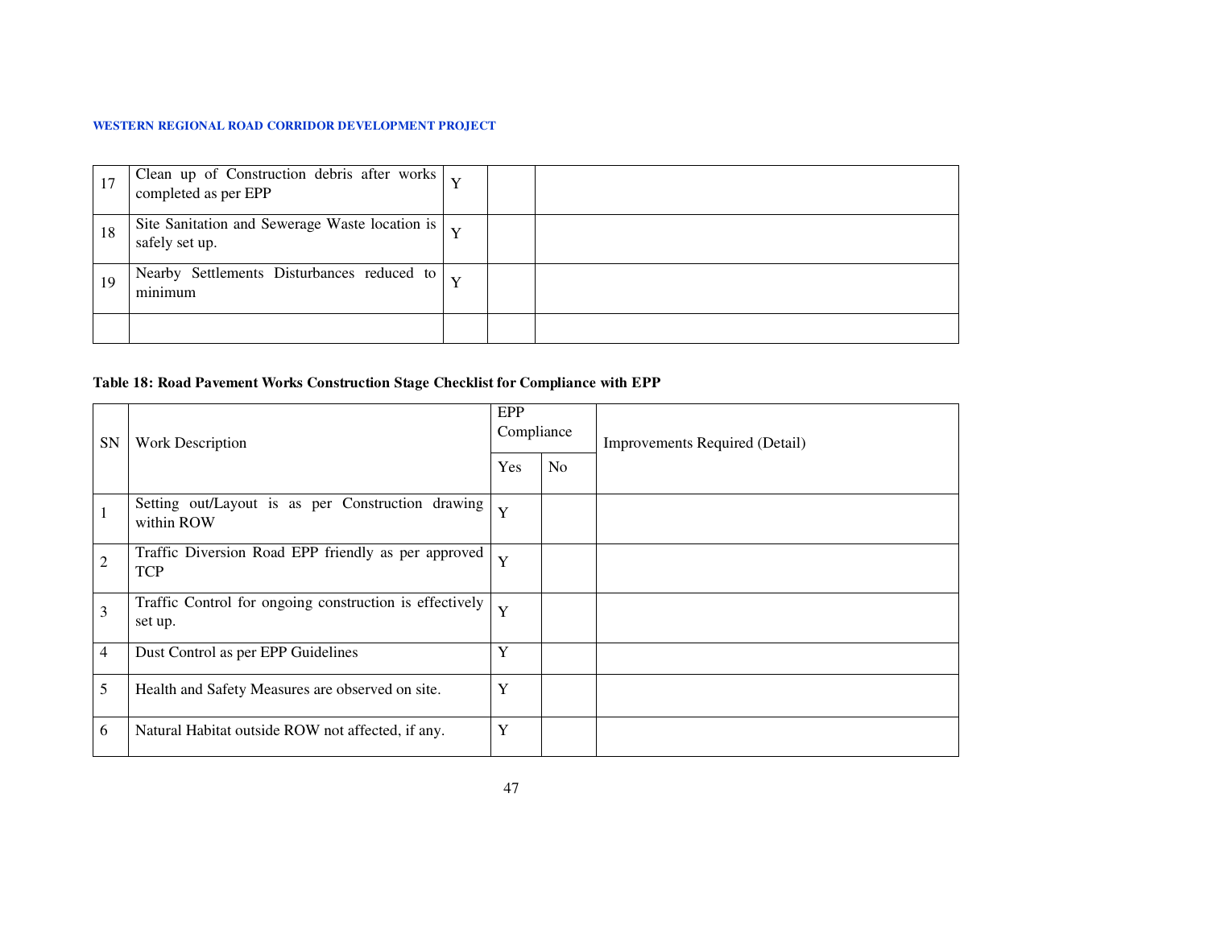| | | | | |
|---|---|---|---|---|
| 17 | Clean up of Construction debris after works completed as per EPP | Y | | |
| 18 | Site Sanitation and Sewerage Waste location is safely set up. | Y | | |
| 19 | Nearby Settlements Disturbances reduced to minimum | Y | | |
| | | | | |

**Table 18: Road Pavement Works Construction Stage Checklist for Compliance with EPP**

| SN | Work Description | EPP Compliance | | Improvements Required (Detail) |
|---|---|---|---|---|
| | | Yes | No | |
| 1 | Setting out/Layout is as per Construction drawing within ROW | Y | | |
| 2 | Traffic Diversion Road EPP friendly as per approved TCP | Y | | |
| 3 | Traffic Control for ongoing construction is effectively set up. | Y | | |
| 4 | Dust Control as per EPP Guidelines | Y | | |
| 5 | Health and Safety Measures are observed on site. | Y | | |
| 6 | Natural Habitat outside ROW not affected, if any. | Y | | |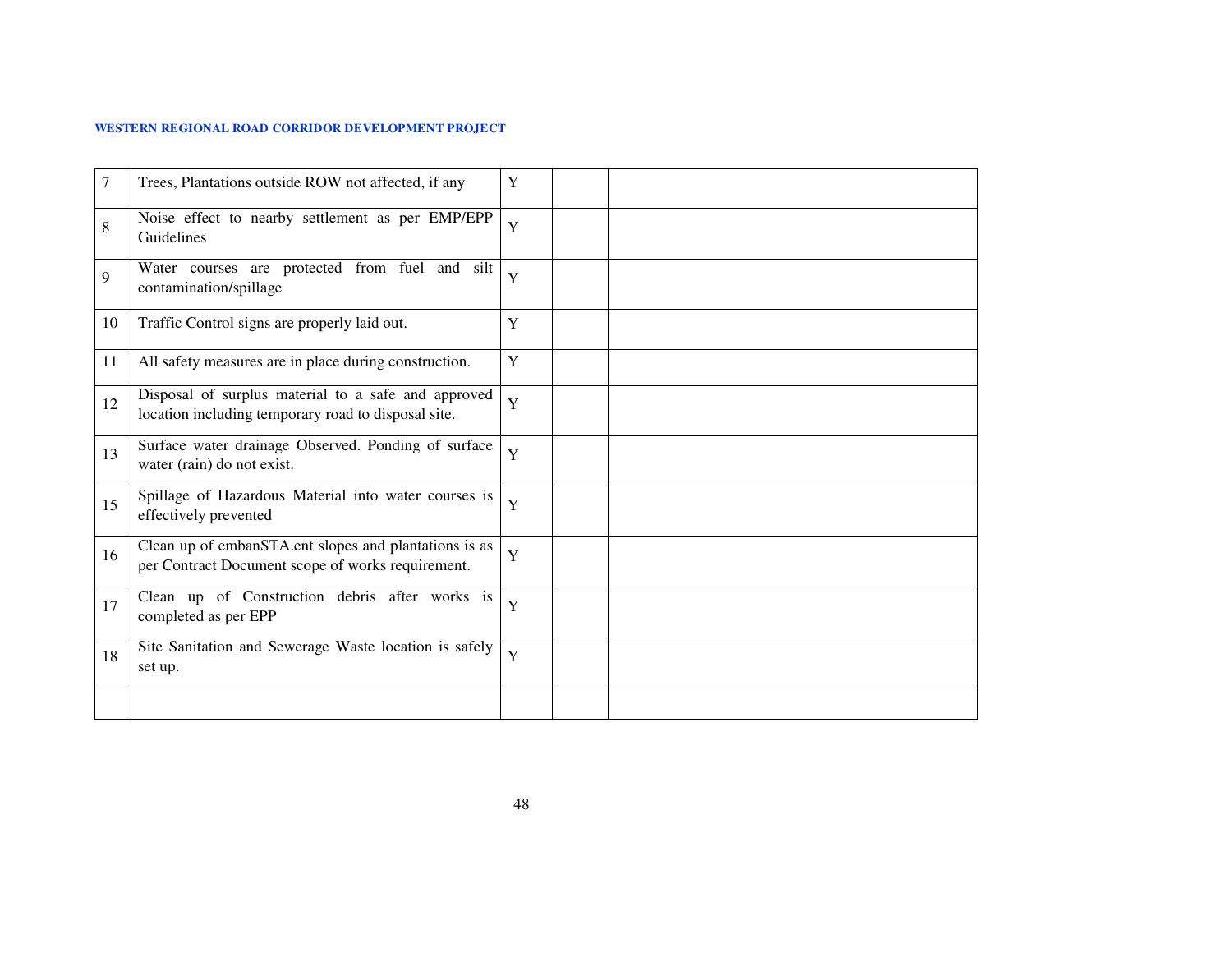| | | | | |
|---|---|---|---|---|
| 7 | Trees, Plantations outside ROW not affected, if any | Y | | |
| 8 | Noise effect to nearby settlement as per EMP/EPP Guidelines | Y | | |
| 9 | Water courses are protected from fuel and silt contamination/spillage | Y | | |
| 10 | Traffic Control signs are properly laid out. | Y | | |
| 11 | All safety measures are in place during construction. | Y | | |
| 12 | Disposal of surplus material to a safe and approved location including temporary road to disposal site. | Y | | |
| 13 | Surface water drainage Observed. Ponding of surface water (rain) do not exist. | Y | | |
| 15 | Spillage of Hazardous Material into water courses is effectively prevented | Y | | |
| 16 | Clean up of embanSTA.ent slopes and plantations is as per Contract Document scope of works requirement. | Y | | |
| 17 | Clean up of Construction debris after works is completed as per EPP | Y | | |
| 18 | Site Sanitation and Sewerage Waste location is safely set up. | Y | | |
| | | | | |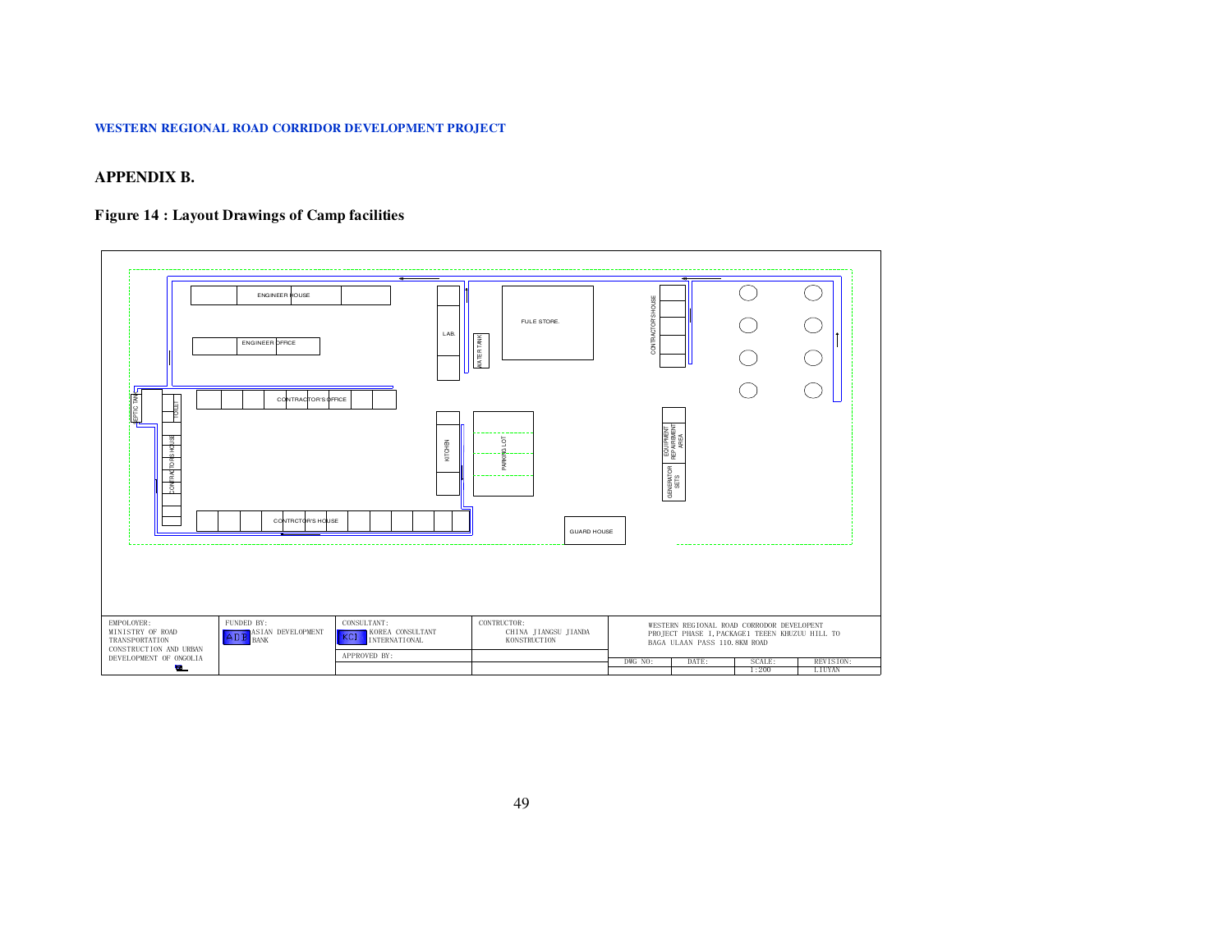## APPENDIX B.

### Figure 14 : Layout Drawings of Camp facilities

ENGINEER HOUSE

ENGINEER OFFICE

LAB.

WATER TANK

FULE STORE.

CONTRACTOR'S HOUSE

SEPTIC TANK

TOILET

CONTRACTOR'S OFFICE

CONTRACTOR'S HOUSE

KITCHEN

PARKING LOT

EQUIPMENT REPAIRMENT AREA

GENERATOR SETS

CONTRCTOR'S HOUSE

GUARD HOUSE

| EMPOLOYER: MINISTRY OF ROAD TRANSPORTATION CONSTRUCTION AND URBAN DEVELOPMENT OF ONGOLIA | FUNDED BY: ADB ASIAN DEVELOPMENT BANK | CONSULTANT: KCI KOREA CONSULTANT INTERNATIONAL | CONTRUCTOR: CHINA JIANGSU JIANDA KONSTRUCTION | WESTERN REGIONAL ROAD CORRODOR DEVELOPENT PROJECT PHASE I, PACKAGE1 TEEEN KHUZUU HILL TO BAGA ULAAN PASS 110.8KM ROAD | | | |
|---|---|---|---|---|---|---|---|
| | | APPROVED BY: | | DWG NO: | DATE: | SCALE: 1:200 | REVISION: LIUYAN |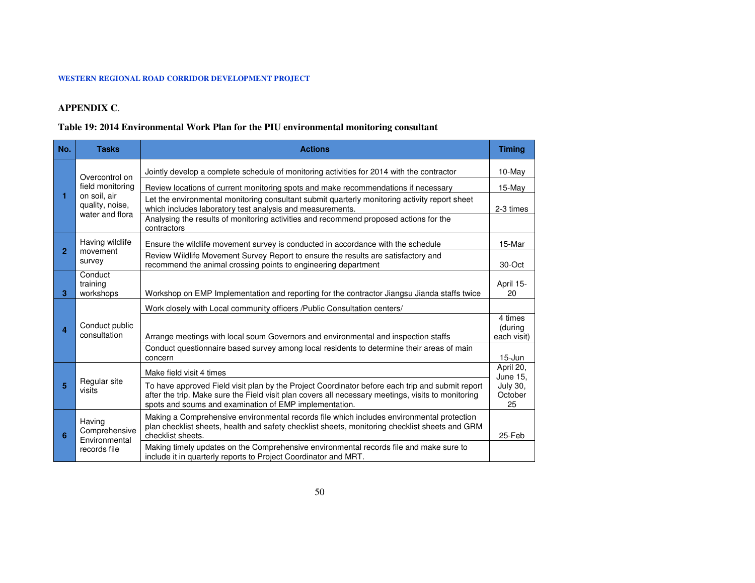**WESTERN REGIONAL ROAD CORRIDOR DEVELOPMENT PROJECT**

## APPENDIX C.

### Table 19: 2014 Environmental Work Plan for the PIU environmental monitoring consultant

| No. | Tasks | Actions | Timing |
|---|---|---|---|
| 1 | Overcontrol on field monitoring on soil, air quality, noise, water and flora | Jointly develop a complete schedule of monitoring activities for 2014 with the contractor | 10-May |
| | | Review locations of current monitoring spots and make recommendations if necessary | 15-May |
| | | Let the environmental monitoring consultant submit quarterly monitoring activity report sheet which includes laboratory test analysis and measurements. | 2-3 times |
| | | Analysing the results of monitoring activities and recommend proposed actions for the contractors | |
| 2 | Having wildlife movement survey | Ensure the wildlife movement survey is conducted in accordance with the schedule | 15-Mar |
| | | Review Wildlife Movement Survey Report to ensure the results are satisfactory and recommend the animal crossing points to engineering department | 30-Oct |
| 3 | Conduct training workshops | Workshop on EMP Implementation and reporting for the contractor Jiangsu Jianda staffs twice | April 15-20 |
| 4 | Conduct public consultation | Work closely with Local community officers /Public Consultation centers/ | |
| | | Arrange meetings with local soum Governors and environmental and inspection staffs | 4 times (during each visit) |
| | | Conduct questionnaire based survey among local residents to determine their areas of main concern | 15-Jun |
| 5 | Regular site visits | Make field visit 4 times | April 20, June 15, July 30, October 25 |
| | | To have approved Field visit plan by the Project Coordinator before each trip and submit report after the trip. Make sure the Field visit plan covers all necessary meetings, visits to monitoring spots and soums and examination of EMP implementation. | |
| 6 | Having Comprehensive Environmental records file | Making a Comprehensive environmental records file which includes environmental protection plan checklist sheets, health and safety checklist sheets, monitoring checklist sheets and GRM checklist sheets. | 25-Feb |
| | | Making timely updates on the Comprehensive environmental records file and make sure to include it in quarterly reports to Project Coordinator and MRT. | |